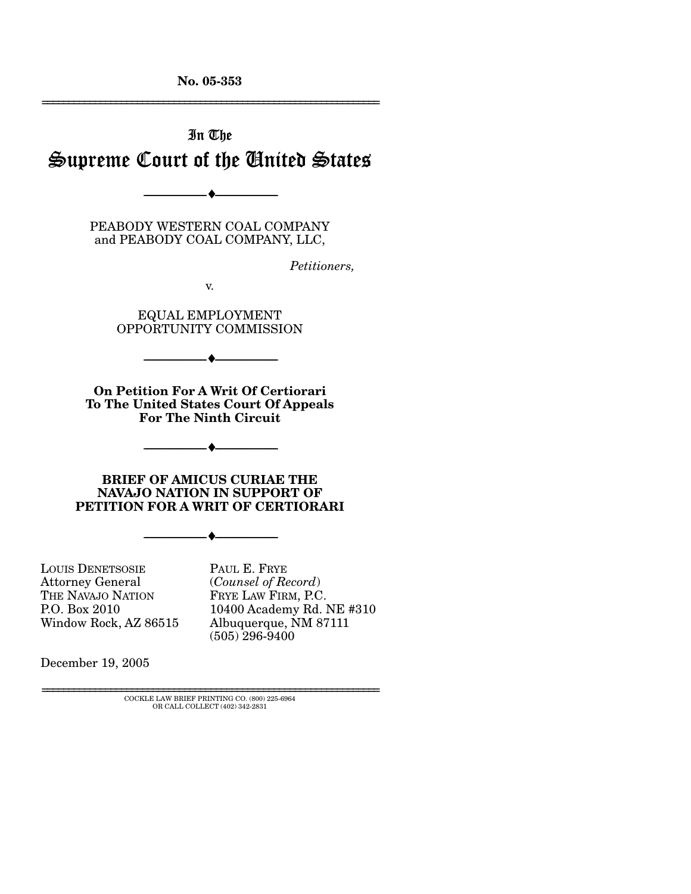No. 05-353

# In The Supreme Court of the United States

PEABODY WESTERN COAL COMPANY
and PEABODY COAL COMPANY, LLC,

*Petitioners,*

v.

EQUAL EMPLOYMENT
OPPORTUNITY COMMISSION

**On Petition For A Writ Of Certiorari
To The United States Court Of Appeals
For The Ninth Circuit**

**BRIEF OF AMICUS CURIAE THE
NAVAJO NATION IN SUPPORT OF
PETITION FOR A WRIT OF CERTIORARI**

LOUIS DENETSOSIE
Attorney General
THE NAVAJO NATION
P.O. Box 2010
Window Rock, AZ 86515

PAUL E. FRYE
(*Counsel of Record*)
FRYE LAW FIRM, P.C.
10400 Academy Rd. NE #310
Albuquerque, NM 87111
(505) 296-9400

December 19, 2005

COCKLE LAW BRIEF PRINTING CO. (800) 225-6964
OR CALL COLLECT (402) 342-2831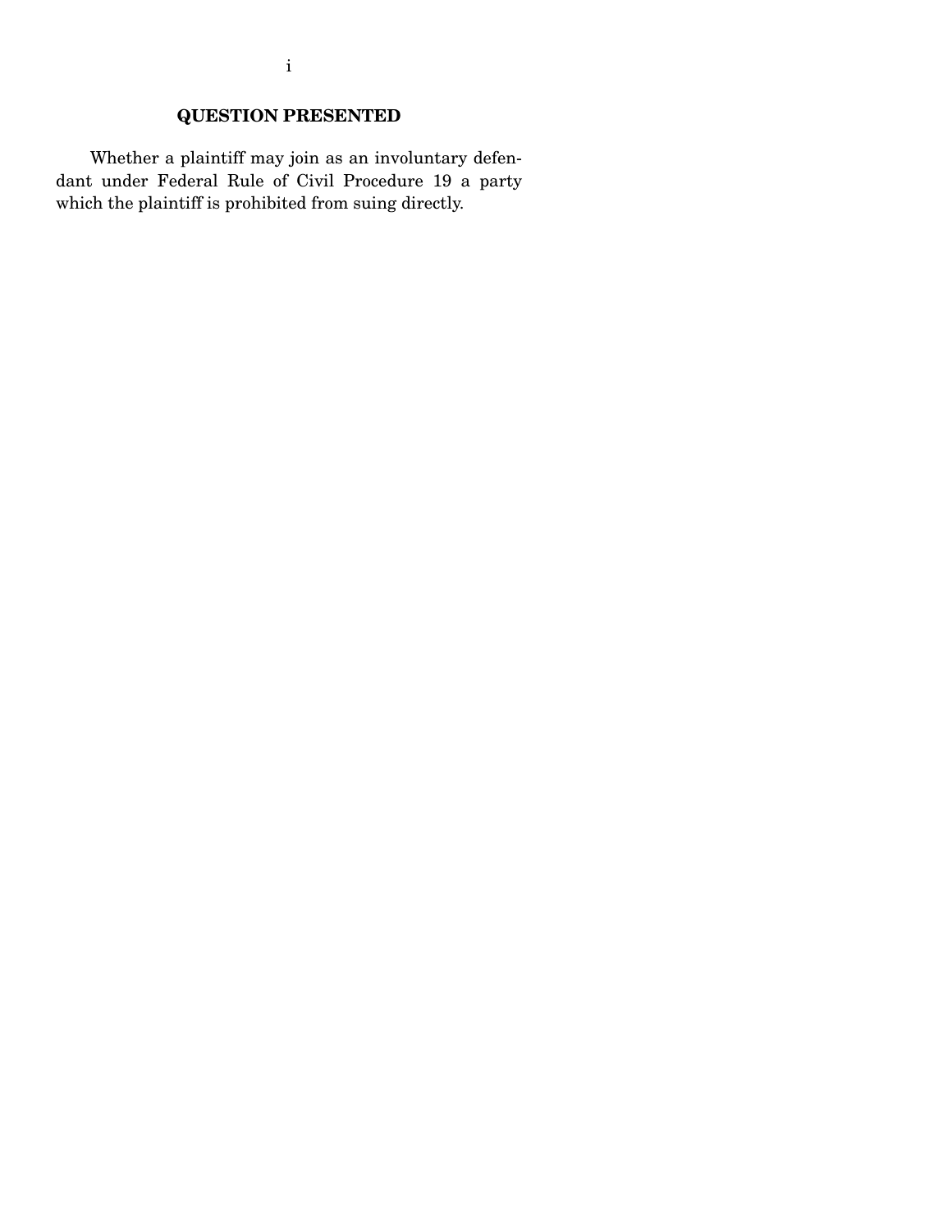## QUESTION PRESENTED

Whether a plaintiff may join as an involuntary defendant under Federal Rule of Civil Procedure 19 a party which the plaintiff is prohibited from suing directly.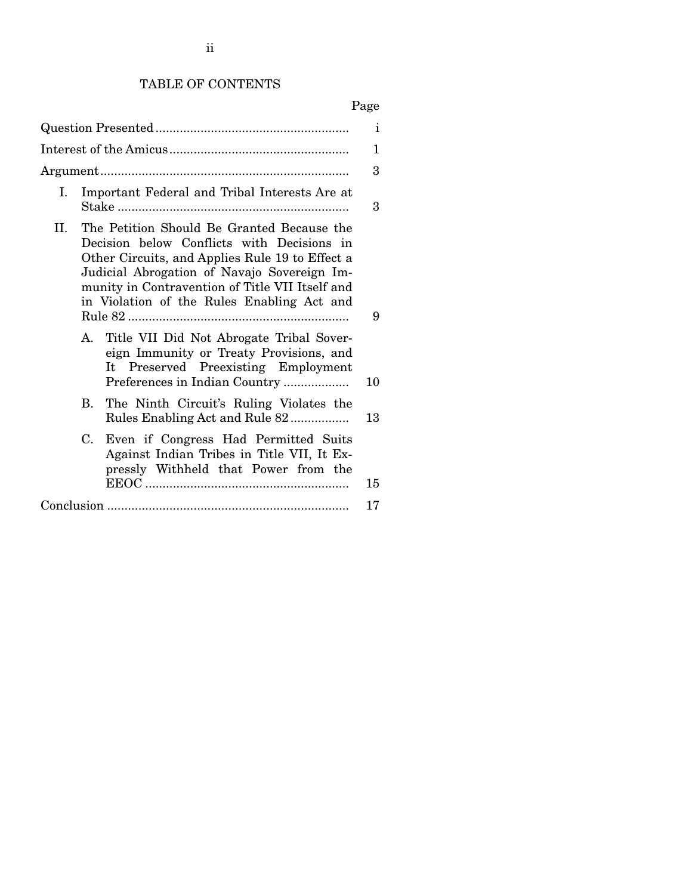# TABLE OF CONTENTS

| | Page |
|---|---|
| Question Presented | i |
| Interest of the Amicus | 1 |
| Argument | 3 |
| I. Important Federal and Tribal Interests Are at Stake | 3 |
| II. The Petition Should Be Granted Because the Decision below Conflicts with Decisions in Other Circuits, and Applies Rule 19 to Effect a Judicial Abrogation of Navajo Sovereign Immunity in Contravention of Title VII Itself and in Violation of the Rules Enabling Act and Rule 82 | 9 |
| A. Title VII Did Not Abrogate Tribal Sovereign Immunity or Treaty Provisions, and It Preserved Preexisting Employment Preferences in Indian Country | 10 |
| B. The Ninth Circuit's Ruling Violates the Rules Enabling Act and Rule 82 | 13 |
| C. Even if Congress Had Permitted Suits Against Indian Tribes in Title VII, It Expressly Withheld that Power from the EEOC | 15 |
| Conclusion | 17 |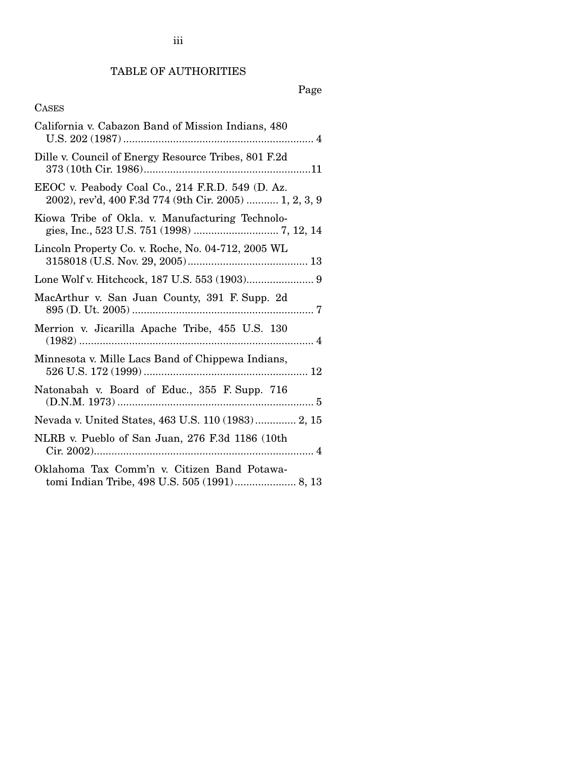# TABLE OF AUTHORITIES

Page

CASES

California v. Cabazon Band of Mission Indians, 480 U.S. 202 (1987) .......... 4

Dille v. Council of Energy Resource Tribes, 801 F.2d 373 (10th Cir. 1986) .......... 11

EEOC v. Peabody Coal Co., 214 F.R.D. 549 (D. Az. 2002), rev'd, 400 F.3d 774 (9th Cir. 2005) .......... 1, 2, 3, 9

Kiowa Tribe of Okla. v. Manufacturing Technologies, Inc., 523 U.S. 751 (1998) .......... 7, 12, 14

Lincoln Property Co. v. Roche, No. 04-712, 2005 WL 3158018 (U.S. Nov. 29, 2005) .......... 13

Lone Wolf v. Hitchcock, 187 U.S. 553 (1903) .......... 9

MacArthur v. San Juan County, 391 F. Supp. 2d 895 (D. Ut. 2005) .......... 7

Merrion v. Jicarilla Apache Tribe, 455 U.S. 130 (1982) .......... 4

Minnesota v. Mille Lacs Band of Chippewa Indians, 526 U.S. 172 (1999) .......... 12

Natonabah v. Board of Educ., 355 F. Supp. 716 (D.N.M. 1973) .......... 5

Nevada v. United States, 463 U.S. 110 (1983) .......... 2, 15

NLRB v. Pueblo of San Juan, 276 F.3d 1186 (10th Cir. 2002) .......... 4

Oklahoma Tax Comm'n v. Citizen Band Potawatomi Indian Tribe, 498 U.S. 505 (1991) .......... 8, 13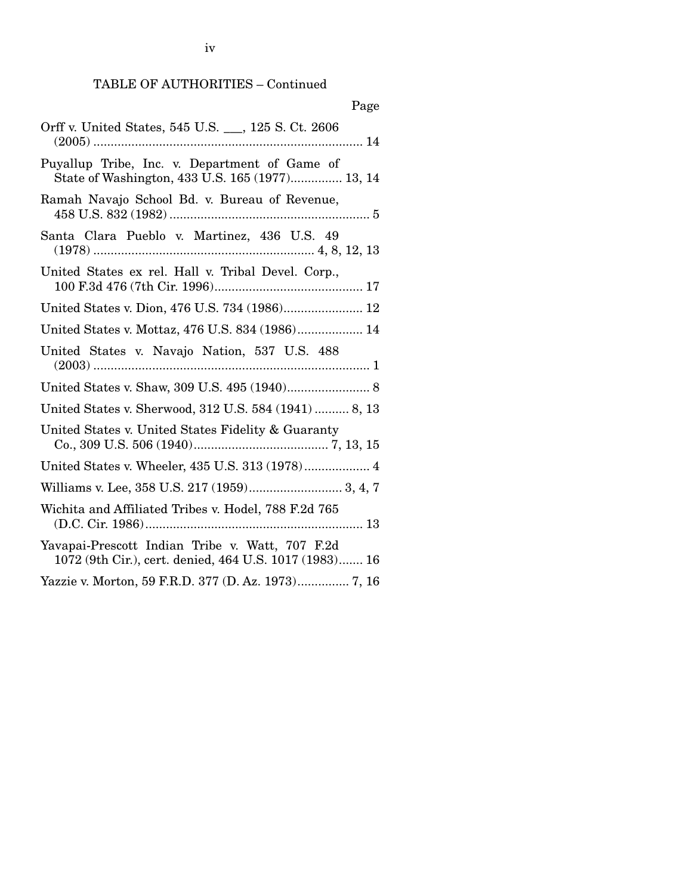TABLE OF AUTHORITIES – Continued

| | Page |
|---|---|
| Orff v. United States, 545 U.S. ___, 125 S. Ct. 2606 (2005) | 14 |
| Puyallup Tribe, Inc. v. Department of Game of State of Washington, 433 U.S. 165 (1977) | 13, 14 |
| Ramah Navajo School Bd. v. Bureau of Revenue, 458 U.S. 832 (1982) | 5 |
| Santa Clara Pueblo v. Martinez, 436 U.S. 49 (1978) | 4, 8, 12, 13 |
| United States ex rel. Hall v. Tribal Devel. Corp., 100 F.3d 476 (7th Cir. 1996) | 17 |
| United States v. Dion, 476 U.S. 734 (1986) | 12 |
| United States v. Mottaz, 476 U.S. 834 (1986) | 14 |
| United States v. Navajo Nation, 537 U.S. 488 (2003) | 1 |
| United States v. Shaw, 309 U.S. 495 (1940) | 8 |
| United States v. Sherwood, 312 U.S. 584 (1941) | 8, 13 |
| United States v. United States Fidelity & Guaranty Co., 309 U.S. 506 (1940) | 7, 13, 15 |
| United States v. Wheeler, 435 U.S. 313 (1978) | 4 |
| Williams v. Lee, 358 U.S. 217 (1959) | 3, 4, 7 |
| Wichita and Affiliated Tribes v. Hodel, 788 F.2d 765 (D.C. Cir. 1986) | 13 |
| Yavapai-Prescott Indian Tribe v. Watt, 707 F.2d 1072 (9th Cir.), cert. denied, 464 U.S. 1017 (1983) | 16 |
| Yazzie v. Morton, 59 F.R.D. 377 (D. Az. 1973) | 7, 16 |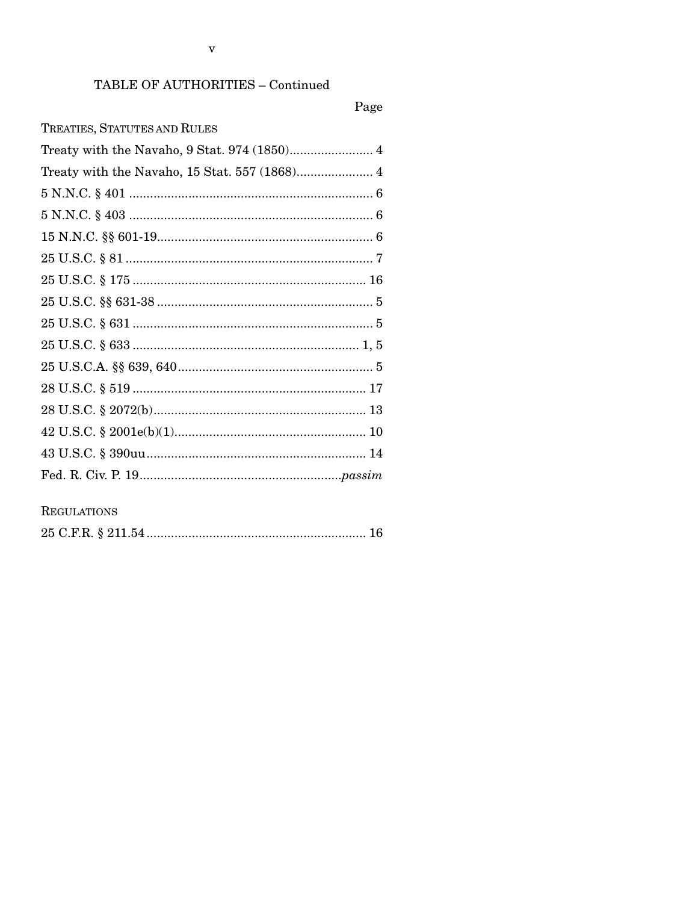## TABLE OF AUTHORITIES – Continued

Page

TREATIES, STATUTES AND RULES

Treaty with the Navaho, 9 Stat. 974 (1850) ........................ 4

Treaty with the Navaho, 15 Stat. 557 (1868) ...................... 4

5 N.N.C. § 401 ..................................................................... 6

5 N.N.C. § 403 ..................................................................... 6

15 N.N.C. §§ 601-19 ............................................................. 6

25 U.S.C. § 81 ...................................................................... 7

25 U.S.C. § 175 .................................................................. 16

25 U.S.C. §§ 631-38 ............................................................. 5

25 U.S.C. § 631 .................................................................... 5

25 U.S.C. § 633 ................................................................ 1, 5

25 U.S.C.A. §§ 639, 640 ....................................................... 5

28 U.S.C. § 519 .................................................................. 17

28 U.S.C. § 2072(b) ............................................................ 13

42 U.S.C. § 2001e(b)(1) ...................................................... 10

43 U.S.C. § 390uu .............................................................. 14

Fed. R. Civ. P. 19 ......................................................... *passim*

REGULATIONS

25 C.F.R. § 211.54 .............................................................. 16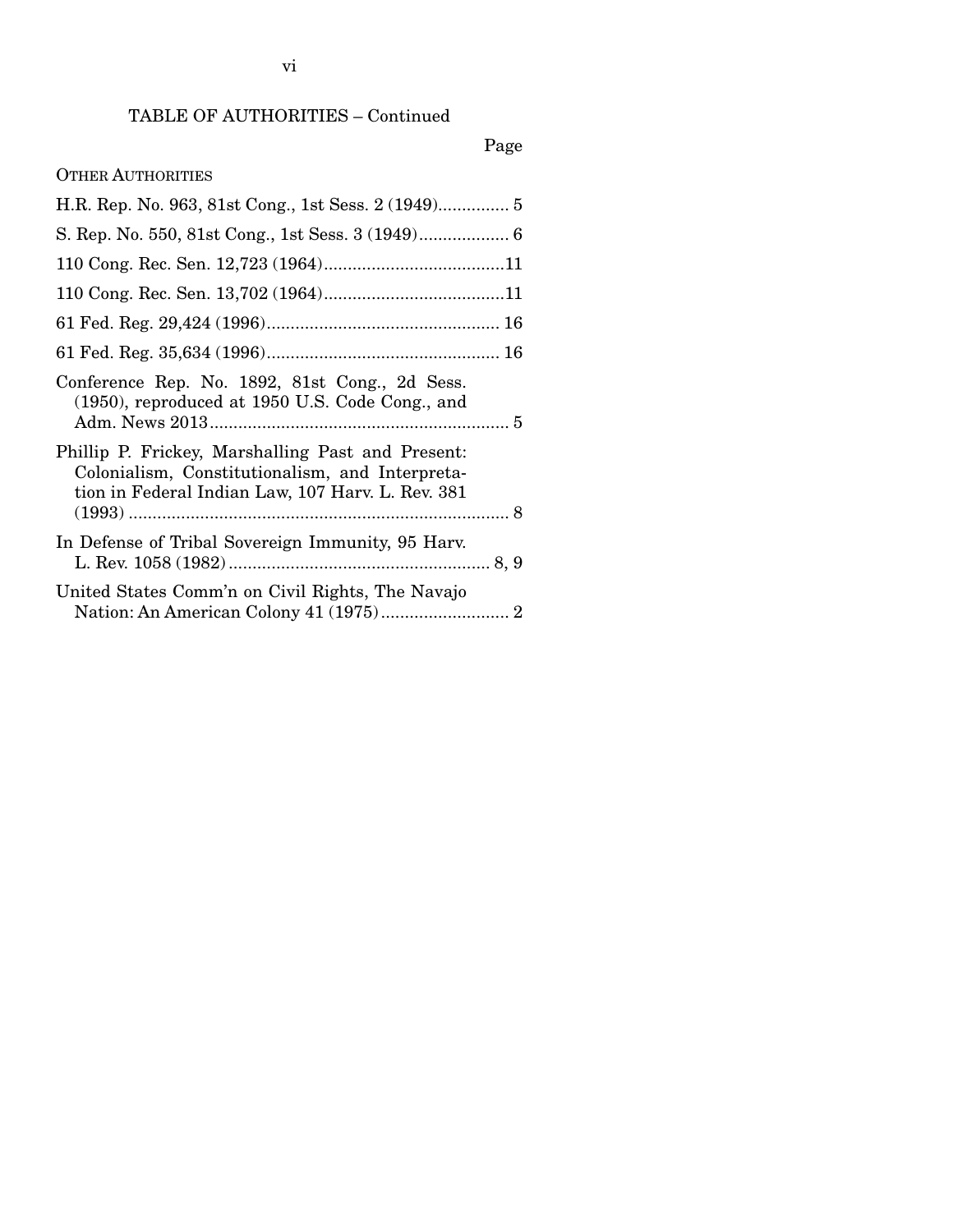TABLE OF AUTHORITIES – Continued

Page

OTHER AUTHORITIES

H.R. Rep. No. 963, 81st Cong., 1st Sess. 2 (1949)............... 5

S. Rep. No. 550, 81st Cong., 1st Sess. 3 (1949)................... 6

110 Cong. Rec. Sen. 12,723 (1964)......................................11

110 Cong. Rec. Sen. 13,702 (1964)......................................11

61 Fed. Reg. 29,424 (1996)................................................. 16

61 Fed. Reg. 35,634 (1996)................................................. 16

Conference Rep. No. 1892, 81st Cong., 2d Sess. (1950), reproduced at 1950 U.S. Code Cong., and Adm. News 2013............................................................... 5

Phillip P. Frickey, Marshalling Past and Present: Colonialism, Constitutionalism, and Interpretation in Federal Indian Law, 107 Harv. L. Rev. 381 (1993) ................................................................................. 8

In Defense of Tribal Sovereign Immunity, 95 Harv. L. Rev. 1058 (1982)....................................................... 8, 9

United States Comm'n on Civil Rights, The Navajo Nation: An American Colony 41 (1975)........................... 2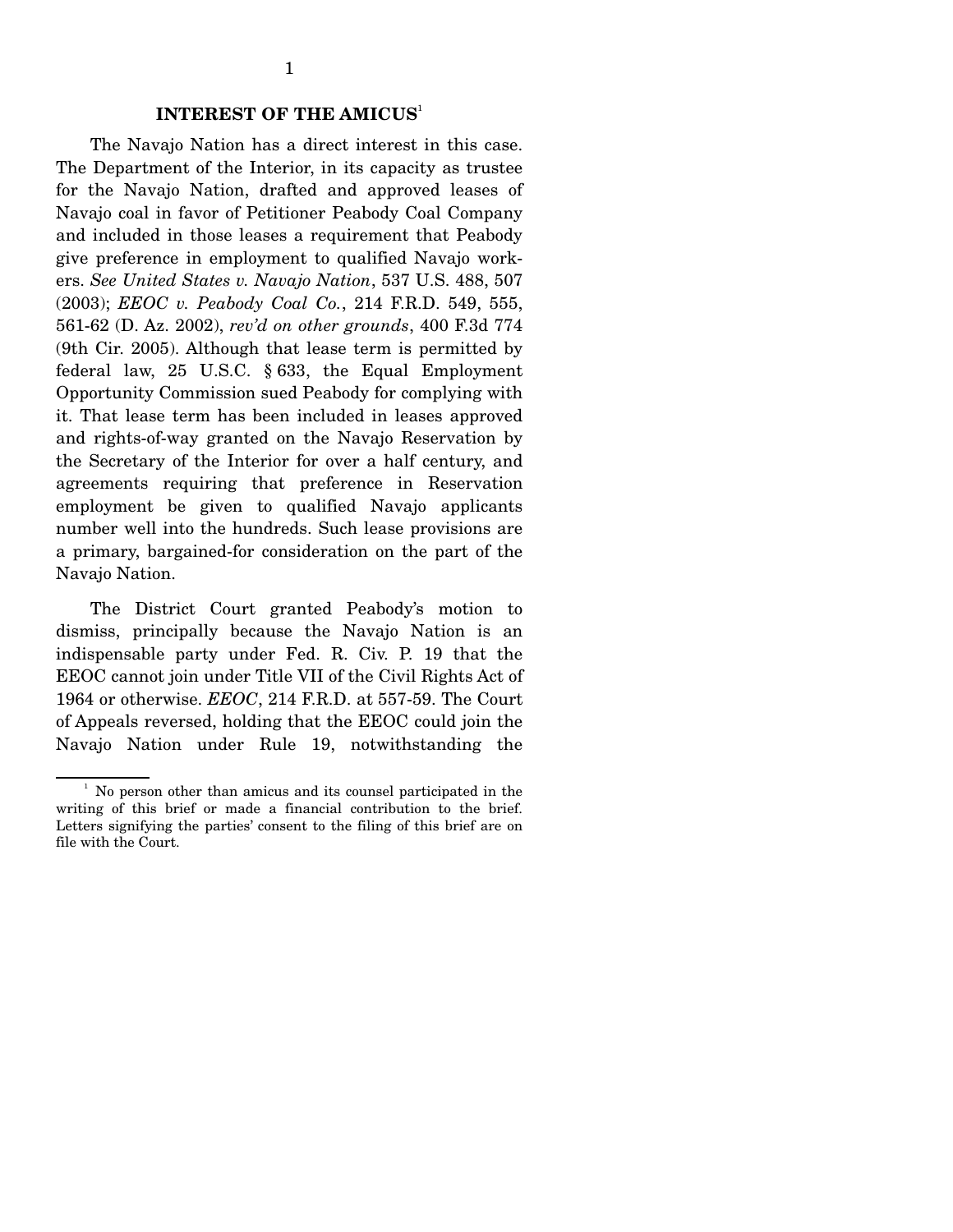## INTEREST OF THE AMICUS[1]

The Navajo Nation has a direct interest in this case. The Department of the Interior, in its capacity as trustee for the Navajo Nation, drafted and approved leases of Navajo coal in favor of Petitioner Peabody Coal Company and included in those leases a requirement that Peabody give preference in employment to qualified Navajo workers. *See United States v. Navajo Nation*, 537 U.S. 488, 507 (2003); *EEOC v. Peabody Coal Co.*, 214 F.R.D. 549, 555, 561-62 (D. Az. 2002), *rev'd on other grounds*, 400 F.3d 774 (9th Cir. 2005). Although that lease term is permitted by federal law, 25 U.S.C. § 633, the Equal Employment Opportunity Commission sued Peabody for complying with it. That lease term has been included in leases approved and rights-of-way granted on the Navajo Reservation by the Secretary of the Interior for over a half century, and agreements requiring that preference in Reservation employment be given to qualified Navajo applicants number well into the hundreds. Such lease provisions are a primary, bargained-for consideration on the part of the Navajo Nation.

The District Court granted Peabody's motion to dismiss, principally because the Navajo Nation is an indispensable party under Fed. R. Civ. P. 19 that the EEOC cannot join under Title VII of the Civil Rights Act of 1964 or otherwise. *EEOC*, 214 F.R.D. at 557-59. The Court of Appeals reversed, holding that the EEOC could join the Navajo Nation under Rule 19, notwithstanding the

---

[1] No person other than amicus and its counsel participated in the writing of this brief or made a financial contribution to the brief. Letters signifying the parties' consent to the filing of this brief are on file with the Court.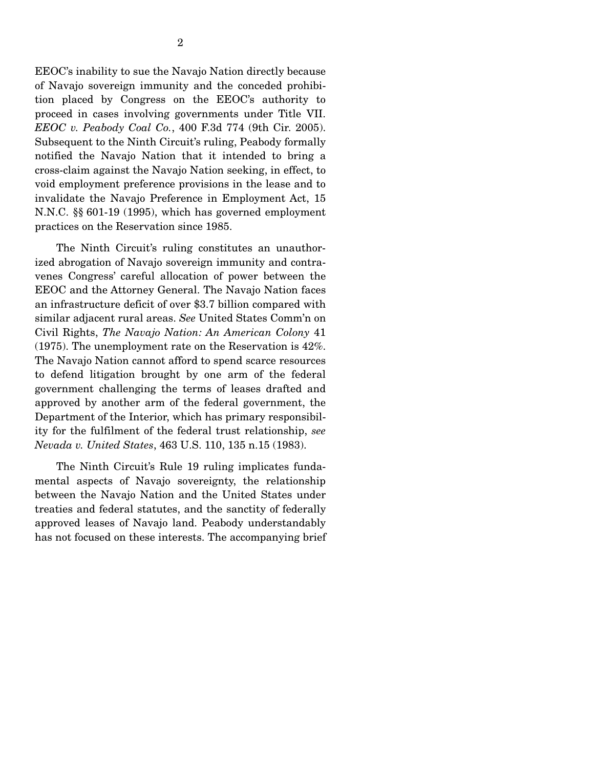EEOC's inability to sue the Navajo Nation directly because of Navajo sovereign immunity and the conceded prohibition placed by Congress on the EEOC's authority to proceed in cases involving governments under Title VII. *EEOC v. Peabody Coal Co.*, 400 F.3d 774 (9th Cir. 2005). Subsequent to the Ninth Circuit's ruling, Peabody formally notified the Navajo Nation that it intended to bring a cross-claim against the Navajo Nation seeking, in effect, to void employment preference provisions in the lease and to invalidate the Navajo Preference in Employment Act, 15 N.N.C. §§ 601-19 (1995), which has governed employment practices on the Reservation since 1985.

The Ninth Circuit's ruling constitutes an unauthorized abrogation of Navajo sovereign immunity and contravenes Congress' careful allocation of power between the EEOC and the Attorney General. The Navajo Nation faces an infrastructure deficit of over $3.7 billion compared with similar adjacent rural areas. *See* United States Comm'n on Civil Rights, *The Navajo Nation: An American Colony* 41 (1975). The unemployment rate on the Reservation is 42%. The Navajo Nation cannot afford to spend scarce resources to defend litigation brought by one arm of the federal government challenging the terms of leases drafted and approved by another arm of the federal government, the Department of the Interior, which has primary responsibility for the fulfilment of the federal trust relationship, *see Nevada v. United States*, 463 U.S. 110, 135 n.15 (1983).

The Ninth Circuit's Rule 19 ruling implicates fundamental aspects of Navajo sovereignty, the relationship between the Navajo Nation and the United States under treaties and federal statutes, and the sanctity of federally approved leases of Navajo land. Peabody understandably has not focused on these interests. The accompanying brief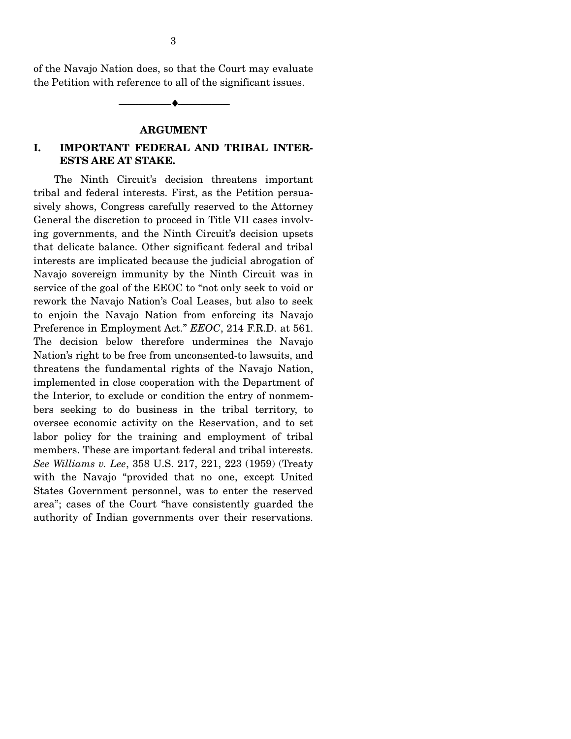of the Navajo Nation does, so that the Court may evaluate the Petition with reference to all of the significant issues.

---

## ARGUMENT

### I. IMPORTANT FEDERAL AND TRIBAL INTERESTS ARE AT STAKE.

The Ninth Circuit's decision threatens important tribal and federal interests. First, as the Petition persuasively shows, Congress carefully reserved to the Attorney General the discretion to proceed in Title VII cases involving governments, and the Ninth Circuit's decision upsets that delicate balance. Other significant federal and tribal interests are implicated because the judicial abrogation of Navajo sovereign immunity by the Ninth Circuit was in service of the goal of the EEOC to "not only seek to void or rework the Navajo Nation's Coal Leases, but also to seek to enjoin the Navajo Nation from enforcing its Navajo Preference in Employment Act." *EEOC*, 214 F.R.D. at 561. The decision below therefore undermines the Navajo Nation's right to be free from unconsented-to lawsuits, and threatens the fundamental rights of the Navajo Nation, implemented in close cooperation with the Department of the Interior, to exclude or condition the entry of nonmembers seeking to do business in the tribal territory, to oversee economic activity on the Reservation, and to set labor policy for the training and employment of tribal members. These are important federal and tribal interests. *See Williams v. Lee*, 358 U.S. 217, 221, 223 (1959) (Treaty with the Navajo "provided that no one, except United States Government personnel, was to enter the reserved area"; cases of the Court "have consistently guarded the authority of Indian governments over their reservations.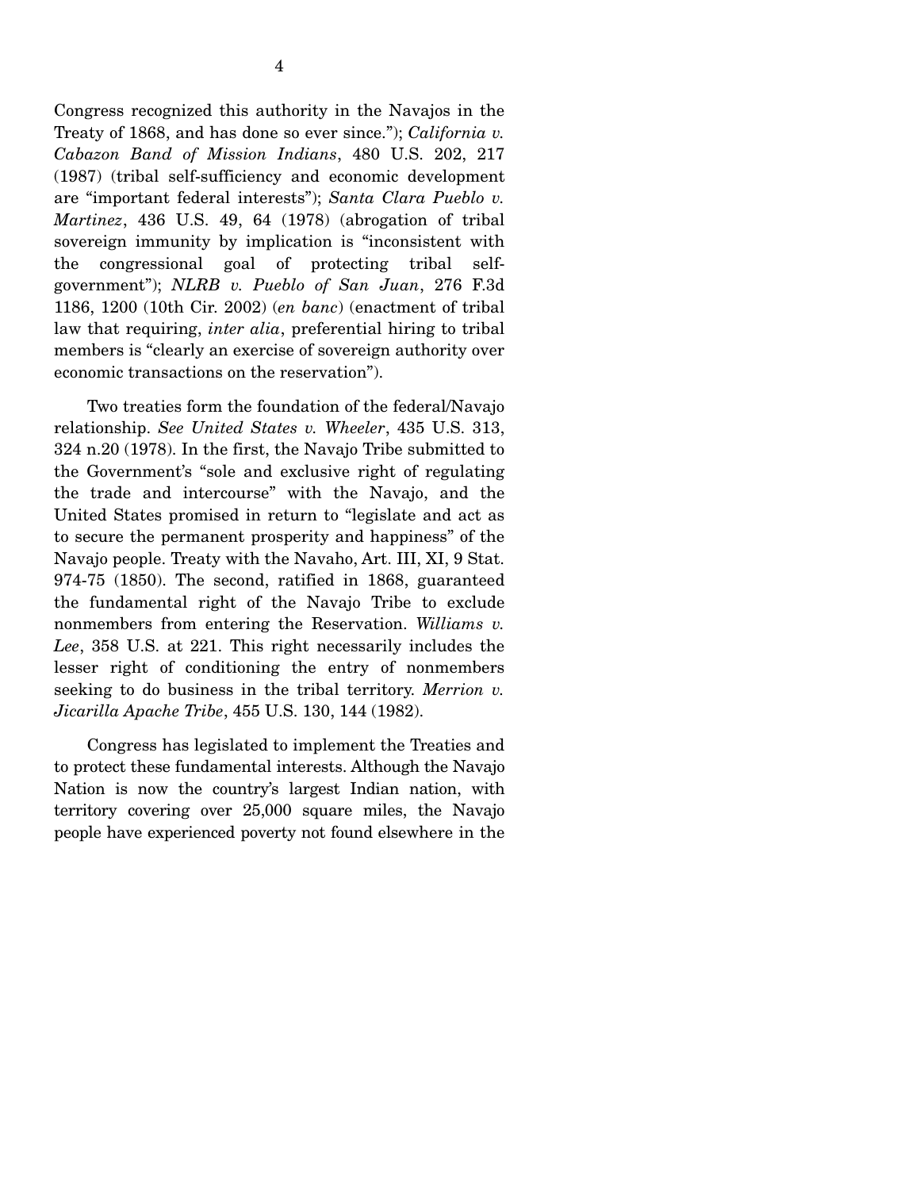Congress recognized this authority in the Navajos in the Treaty of 1868, and has done so ever since."); *California v. Cabazon Band of Mission Indians*, 480 U.S. 202, 217 (1987) (tribal self-sufficiency and economic development are "important federal interests"); *Santa Clara Pueblo v. Martinez*, 436 U.S. 49, 64 (1978) (abrogation of tribal sovereign immunity by implication is "inconsistent with the congressional goal of protecting tribal self-government"); *NLRB v. Pueblo of San Juan*, 276 F.3d 1186, 1200 (10th Cir. 2002) (*en banc*) (enactment of tribal law that requiring, *inter alia*, preferential hiring to tribal members is "clearly an exercise of sovereign authority over economic transactions on the reservation").

Two treaties form the foundation of the federal/Navajo relationship. *See United States v. Wheeler*, 435 U.S. 313, 324 n.20 (1978). In the first, the Navajo Tribe submitted to the Government's "sole and exclusive right of regulating the trade and intercourse" with the Navajo, and the United States promised in return to "legislate and act as to secure the permanent prosperity and happiness" of the Navajo people. Treaty with the Navaho, Art. III, XI, 9 Stat. 974-75 (1850). The second, ratified in 1868, guaranteed the fundamental right of the Navajo Tribe to exclude nonmembers from entering the Reservation. *Williams v. Lee*, 358 U.S. at 221. This right necessarily includes the lesser right of conditioning the entry of nonmembers seeking to do business in the tribal territory. *Merrion v. Jicarilla Apache Tribe*, 455 U.S. 130, 144 (1982).

Congress has legislated to implement the Treaties and to protect these fundamental interests. Although the Navajo Nation is now the country's largest Indian nation, with territory covering over 25,000 square miles, the Navajo people have experienced poverty not found elsewhere in the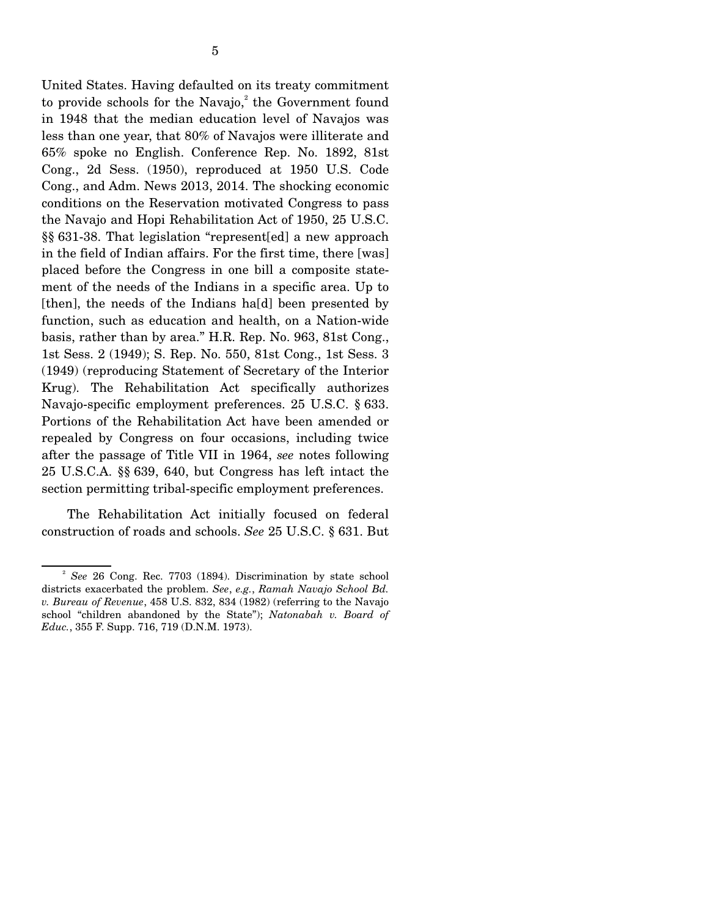United States. Having defaulted on its treaty commitment to provide schools for the Navajo,[2] the Government found in 1948 that the median education level of Navajos was less than one year, that 80% of Navajos were illiterate and 65% spoke no English. Conference Rep. No. 1892, 81st Cong., 2d Sess. (1950), reproduced at 1950 U.S. Code Cong., and Adm. News 2013, 2014. The shocking economic conditions on the Reservation motivated Congress to pass the Navajo and Hopi Rehabilitation Act of 1950, 25 U.S.C. §§ 631-38. That legislation "represent[ed] a new approach in the field of Indian affairs. For the first time, there [was] placed before the Congress in one bill a composite statement of the needs of the Indians in a specific area. Up to [then], the needs of the Indians ha[d] been presented by function, such as education and health, on a Nation-wide basis, rather than by area." H.R. Rep. No. 963, 81st Cong., 1st Sess. 2 (1949); S. Rep. No. 550, 81st Cong., 1st Sess. 3 (1949) (reproducing Statement of Secretary of the Interior Krug). The Rehabilitation Act specifically authorizes Navajo-specific employment preferences. 25 U.S.C. § 633. Portions of the Rehabilitation Act have been amended or repealed by Congress on four occasions, including twice after the passage of Title VII in 1964, *see* notes following 25 U.S.C.A. §§ 639, 640, but Congress has left intact the section permitting tribal-specific employment preferences.

The Rehabilitation Act initially focused on federal construction of roads and schools. *See* 25 U.S.C. § 631. But

---

[2] *See* 26 Cong. Rec. 7703 (1894). Discrimination by state school districts exacerbated the problem. *See*, *e.g.*, *Ramah Navajo School Bd. v. Bureau of Revenue*, 458 U.S. 832, 834 (1982) (referring to the Navajo school "children abandoned by the State"); *Natonabah v. Board of Educ.*, 355 F. Supp. 716, 719 (D.N.M. 1973).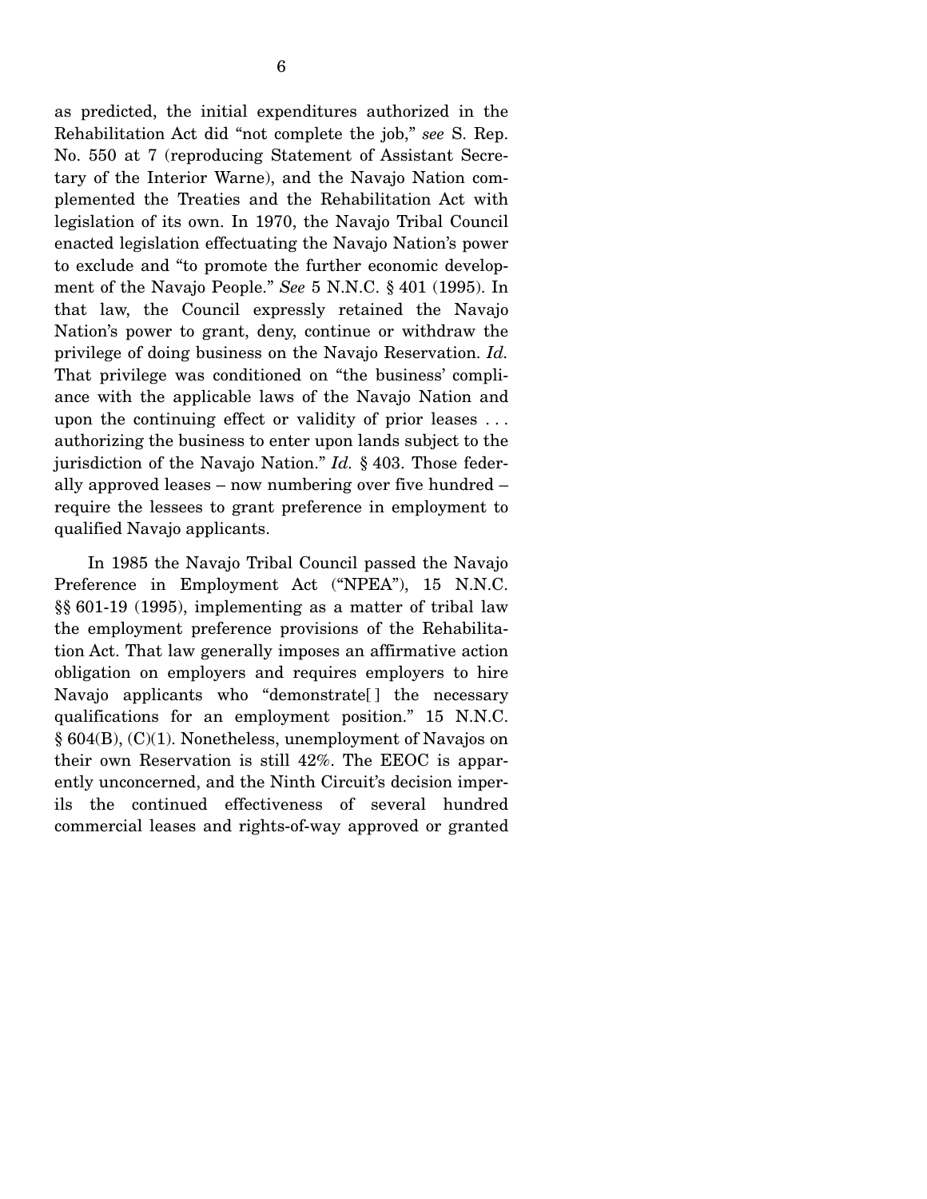as predicted, the initial expenditures authorized in the Rehabilitation Act did "not complete the job," *see* S. Rep. No. 550 at 7 (reproducing Statement of Assistant Secretary of the Interior Warne), and the Navajo Nation complemented the Treaties and the Rehabilitation Act with legislation of its own. In 1970, the Navajo Tribal Council enacted legislation effectuating the Navajo Nation's power to exclude and "to promote the further economic development of the Navajo People." *See* 5 N.N.C. § 401 (1995). In that law, the Council expressly retained the Navajo Nation's power to grant, deny, continue or withdraw the privilege of doing business on the Navajo Reservation. *Id.* That privilege was conditioned on "the business' compliance with the applicable laws of the Navajo Nation and upon the continuing effect or validity of prior leases . . . authorizing the business to enter upon lands subject to the jurisdiction of the Navajo Nation." *Id.* § 403. Those federally approved leases – now numbering over five hundred – require the lessees to grant preference in employment to qualified Navajo applicants.

In 1985 the Navajo Tribal Council passed the Navajo Preference in Employment Act ("NPEA"), 15 N.N.C. §§ 601-19 (1995), implementing as a matter of tribal law the employment preference provisions of the Rehabilitation Act. That law generally imposes an affirmative action obligation on employers and requires employers to hire Navajo applicants who "demonstrate[ ] the necessary qualifications for an employment position." 15 N.N.C. § 604(B), (C)(1). Nonetheless, unemployment of Navajos on their own Reservation is still 42%. The EEOC is apparently unconcerned, and the Ninth Circuit's decision imperils the continued effectiveness of several hundred commercial leases and rights-of-way approved or granted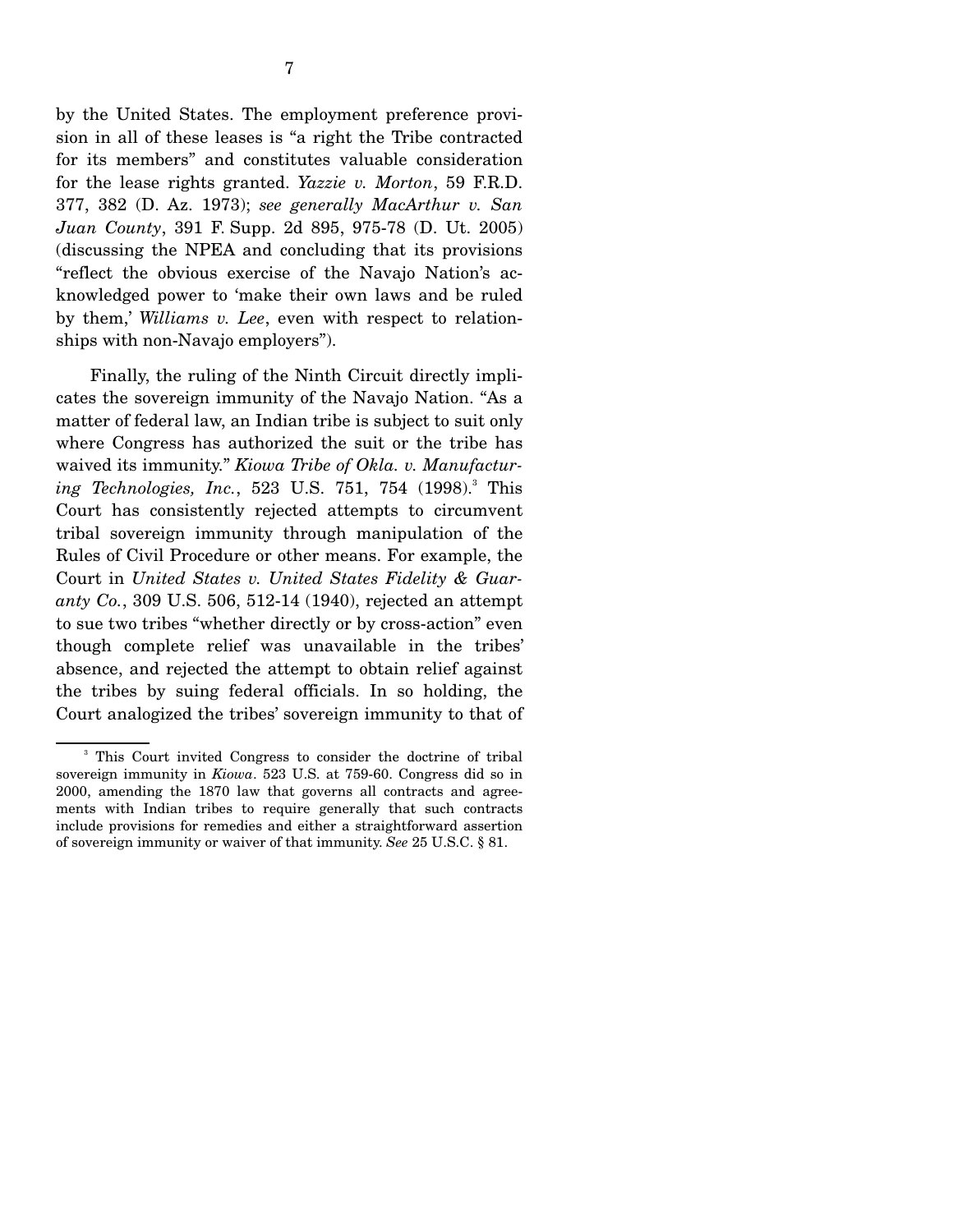by the United States. The employment preference provision in all of these leases is "a right the Tribe contracted for its members" and constitutes valuable consideration for the lease rights granted. *Yazzie v. Morton*, 59 F.R.D. 377, 382 (D. Az. 1973); *see generally MacArthur v. San Juan County*, 391 F. Supp. 2d 895, 975-78 (D. Ut. 2005) (discussing the NPEA and concluding that its provisions "reflect the obvious exercise of the Navajo Nation's acknowledged power to 'make their own laws and be ruled by them,' *Williams v. Lee*, even with respect to relationships with non-Navajo employers").

Finally, the ruling of the Ninth Circuit directly implicates the sovereign immunity of the Navajo Nation. "As a matter of federal law, an Indian tribe is subject to suit only where Congress has authorized the suit or the tribe has waived its immunity." *Kiowa Tribe of Okla. v. Manufacturing Technologies, Inc.*, 523 U.S. 751, 754 (1998).[3] This Court has consistently rejected attempts to circumvent tribal sovereign immunity through manipulation of the Rules of Civil Procedure or other means. For example, the Court in *United States v. United States Fidelity & Guaranty Co.*, 309 U.S. 506, 512-14 (1940), rejected an attempt to sue two tribes "whether directly or by cross-action" even though complete relief was unavailable in the tribes' absence, and rejected the attempt to obtain relief against the tribes by suing federal officials. In so holding, the Court analogized the tribes' sovereign immunity to that of

[3] This Court invited Congress to consider the doctrine of tribal sovereign immunity in *Kiowa*. 523 U.S. at 759-60. Congress did so in 2000, amending the 1870 law that governs all contracts and agreements with Indian tribes to require generally that such contracts include provisions for remedies and either a straightforward assertion of sovereign immunity or waiver of that immunity. *See* 25 U.S.C. § 81.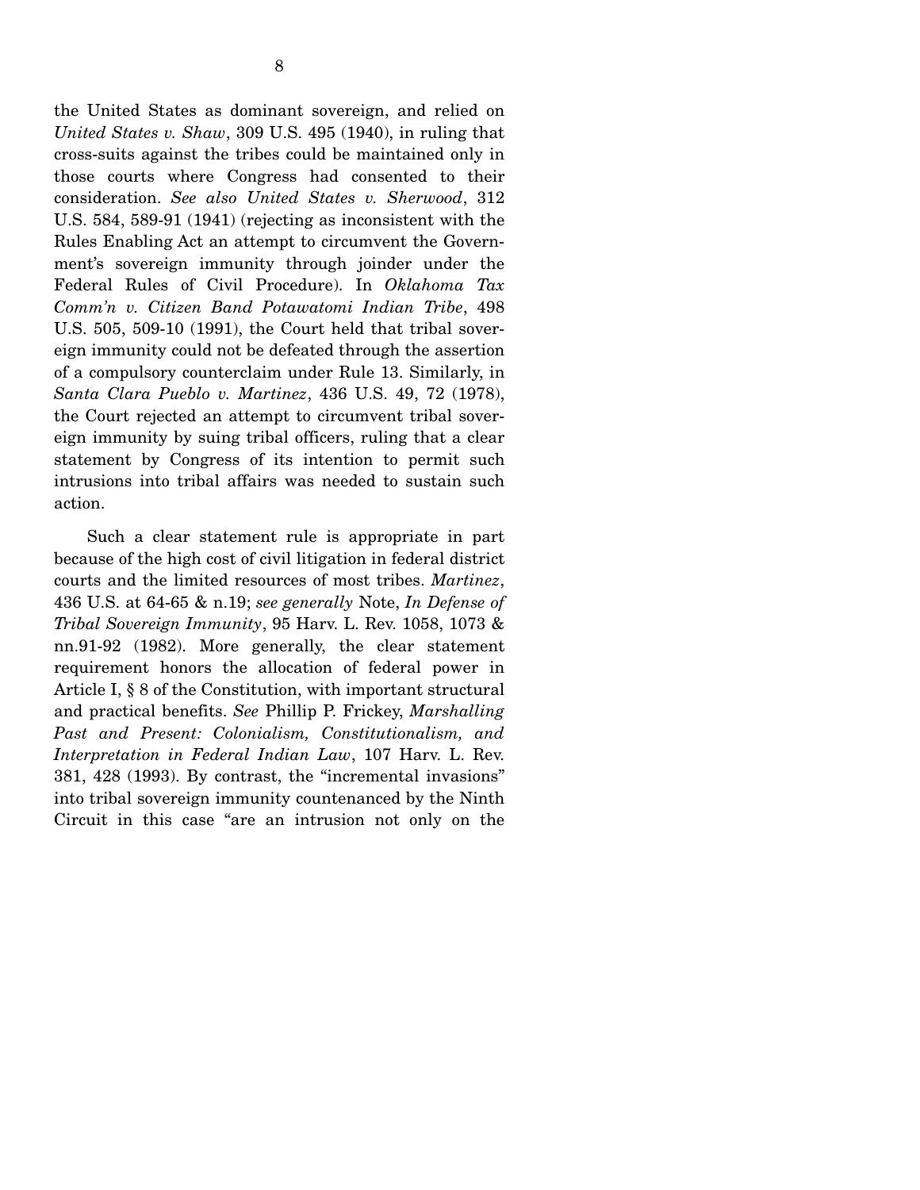the United States as dominant sovereign, and relied on *United States v. Shaw*, 309 U.S. 495 (1940), in ruling that cross-suits against the tribes could be maintained only in those courts where Congress had consented to their consideration. *See also United States v. Sherwood*, 312 U.S. 584, 589-91 (1941) (rejecting as inconsistent with the Rules Enabling Act an attempt to circumvent the Government's sovereign immunity through joinder under the Federal Rules of Civil Procedure). In *Oklahoma Tax Comm'n v. Citizen Band Potawatomi Indian Tribe*, 498 U.S. 505, 509-10 (1991), the Court held that tribal sovereign immunity could not be defeated through the assertion of a compulsory counterclaim under Rule 13. Similarly, in *Santa Clara Pueblo v. Martinez*, 436 U.S. 49, 72 (1978), the Court rejected an attempt to circumvent tribal sovereign immunity by suing tribal officers, ruling that a clear statement by Congress of its intention to permit such intrusions into tribal affairs was needed to sustain such action.

Such a clear statement rule is appropriate in part because of the high cost of civil litigation in federal district courts and the limited resources of most tribes. *Martinez*, 436 U.S. at 64-65 & n.19; *see generally* Note, *In Defense of Tribal Sovereign Immunity*, 95 Harv. L. Rev. 1058, 1073 & nn.91-92 (1982). More generally, the clear statement requirement honors the allocation of federal power in Article I, § 8 of the Constitution, with important structural and practical benefits. *See* Phillip P. Frickey, *Marshalling Past and Present: Colonialism, Constitutionalism, and Interpretation in Federal Indian Law*, 107 Harv. L. Rev. 381, 428 (1993). By contrast, the "incremental invasions" into tribal sovereign immunity countenanced by the Ninth Circuit in this case "are an intrusion not only on the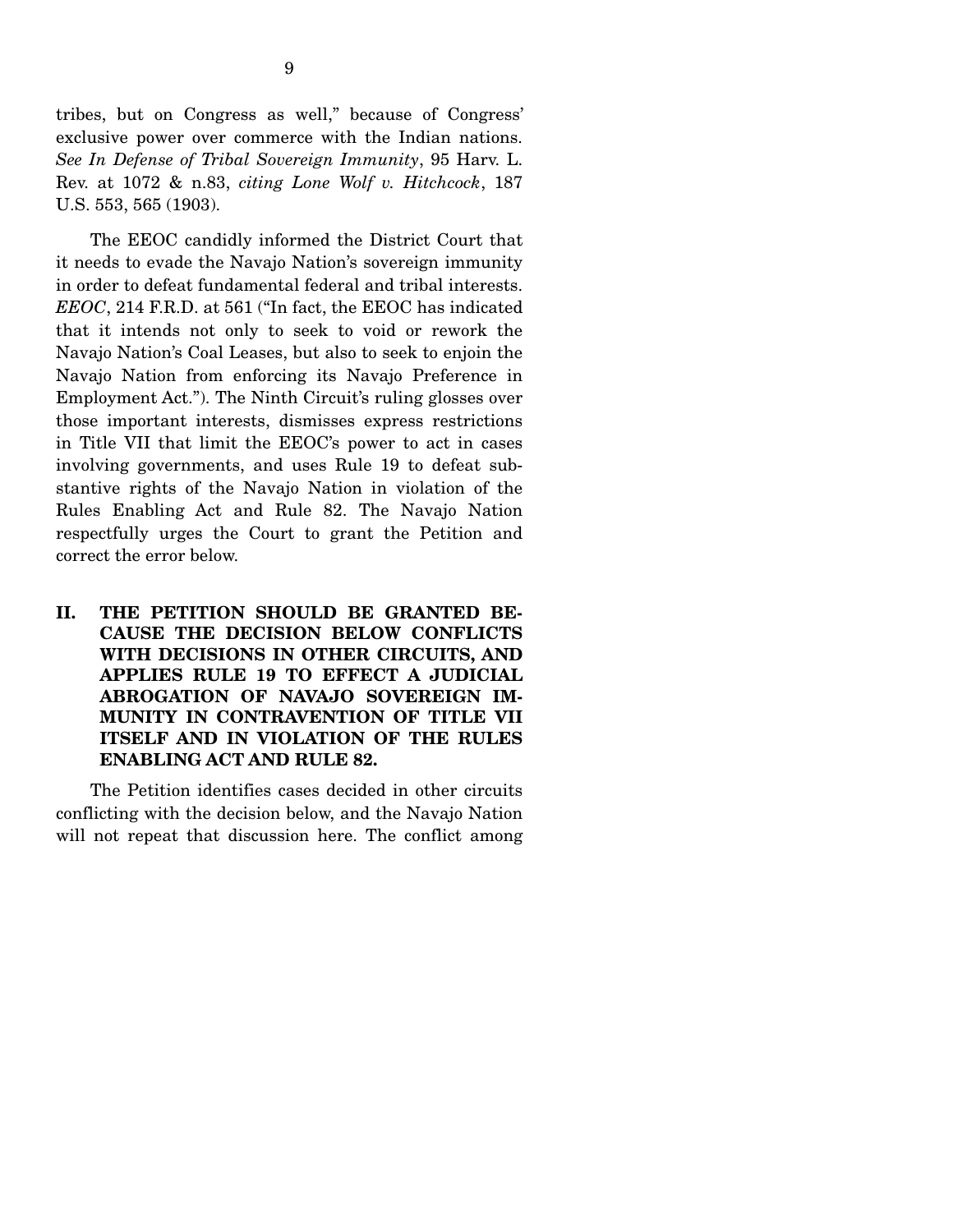tribes, but on Congress as well," because of Congress' exclusive power over commerce with the Indian nations. *See In Defense of Tribal Sovereign Immunity*, 95 Harv. L. Rev. at 1072 & n.83, *citing Lone Wolf v. Hitchcock*, 187 U.S. 553, 565 (1903).

The EEOC candidly informed the District Court that it needs to evade the Navajo Nation's sovereign immunity in order to defeat fundamental federal and tribal interests. *EEOC*, 214 F.R.D. at 561 ("In fact, the EEOC has indicated that it intends not only to seek to void or rework the Navajo Nation's Coal Leases, but also to seek to enjoin the Navajo Nation from enforcing its Navajo Preference in Employment Act."). The Ninth Circuit's ruling glosses over those important interests, dismisses express restrictions in Title VII that limit the EEOC's power to act in cases involving governments, and uses Rule 19 to defeat substantive rights of the Navajo Nation in violation of the Rules Enabling Act and Rule 82. The Navajo Nation respectfully urges the Court to grant the Petition and correct the error below.

## II. THE PETITION SHOULD BE GRANTED BECAUSE THE DECISION BELOW CONFLICTS WITH DECISIONS IN OTHER CIRCUITS, AND APPLIES RULE 19 TO EFFECT A JUDICIAL ABROGATION OF NAVAJO SOVEREIGN IMMUNITY IN CONTRAVENTION OF TITLE VII ITSELF AND IN VIOLATION OF THE RULES ENABLING ACT AND RULE 82.

The Petition identifies cases decided in other circuits conflicting with the decision below, and the Navajo Nation will not repeat that discussion here. The conflict among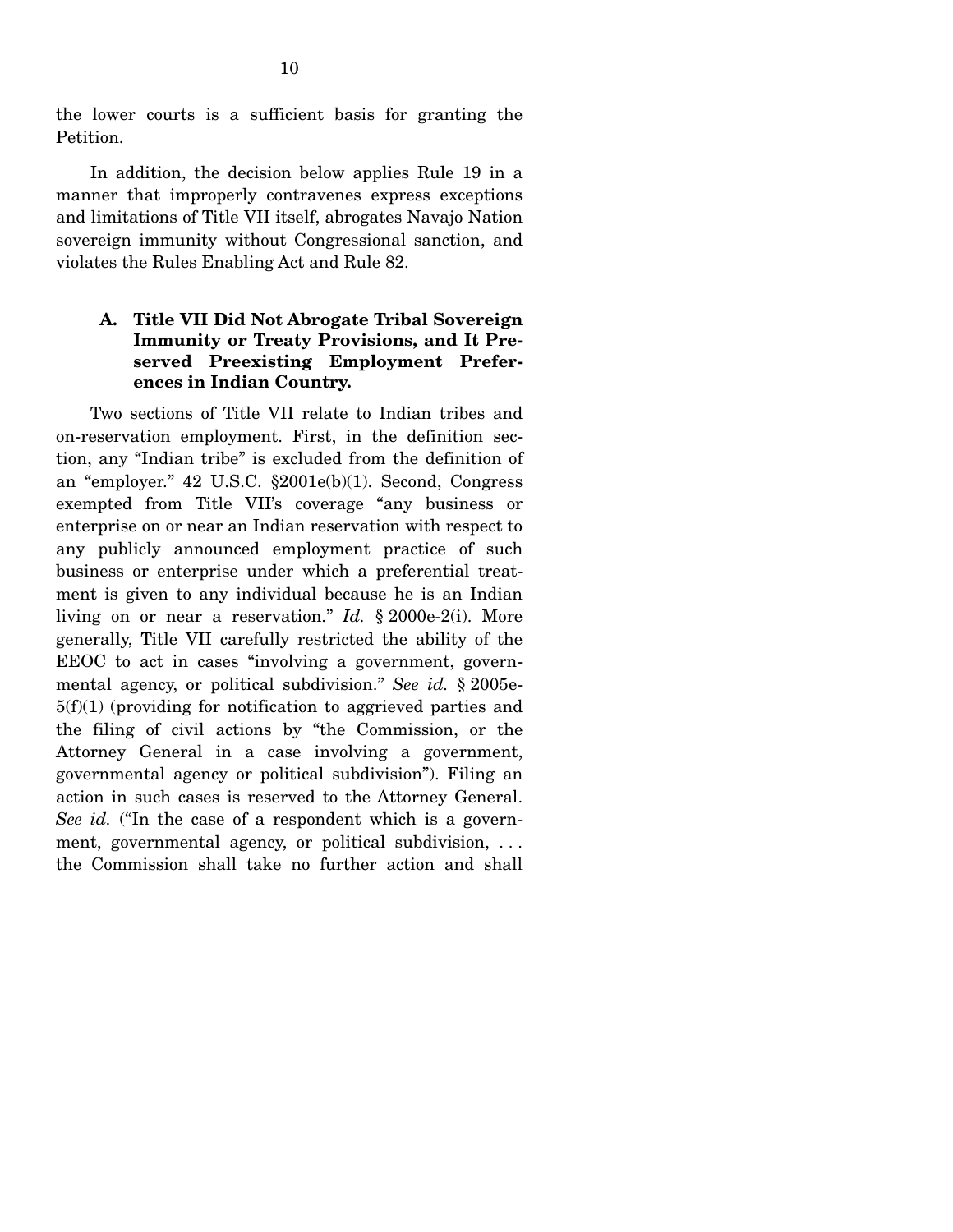the lower courts is a sufficient basis for granting the Petition.

In addition, the decision below applies Rule 19 in a manner that improperly contravenes express exceptions and limitations of Title VII itself, abrogates Navajo Nation sovereign immunity without Congressional sanction, and violates the Rules Enabling Act and Rule 82.

### A. Title VII Did Not Abrogate Tribal Sovereign Immunity or Treaty Provisions, and It Preserved Preexisting Employment Preferences in Indian Country.

Two sections of Title VII relate to Indian tribes and on-reservation employment. First, in the definition section, any "Indian tribe" is excluded from the definition of an "employer." 42 U.S.C. §2001e(b)(1). Second, Congress exempted from Title VII's coverage "any business or enterprise on or near an Indian reservation with respect to any publicly announced employment practice of such business or enterprise under which a preferential treatment is given to any individual because he is an Indian living on or near a reservation." *Id.* § 2000e-2(i). More generally, Title VII carefully restricted the ability of the EEOC to act in cases "involving a government, governmental agency, or political subdivision." *See id.* § 2005e-5(f)(1) (providing for notification to aggrieved parties and the filing of civil actions by "the Commission, or the Attorney General in a case involving a government, governmental agency or political subdivision"). Filing an action in such cases is reserved to the Attorney General. *See id.* ("In the case of a respondent which is a government, governmental agency, or political subdivision, . . . the Commission shall take no further action and shall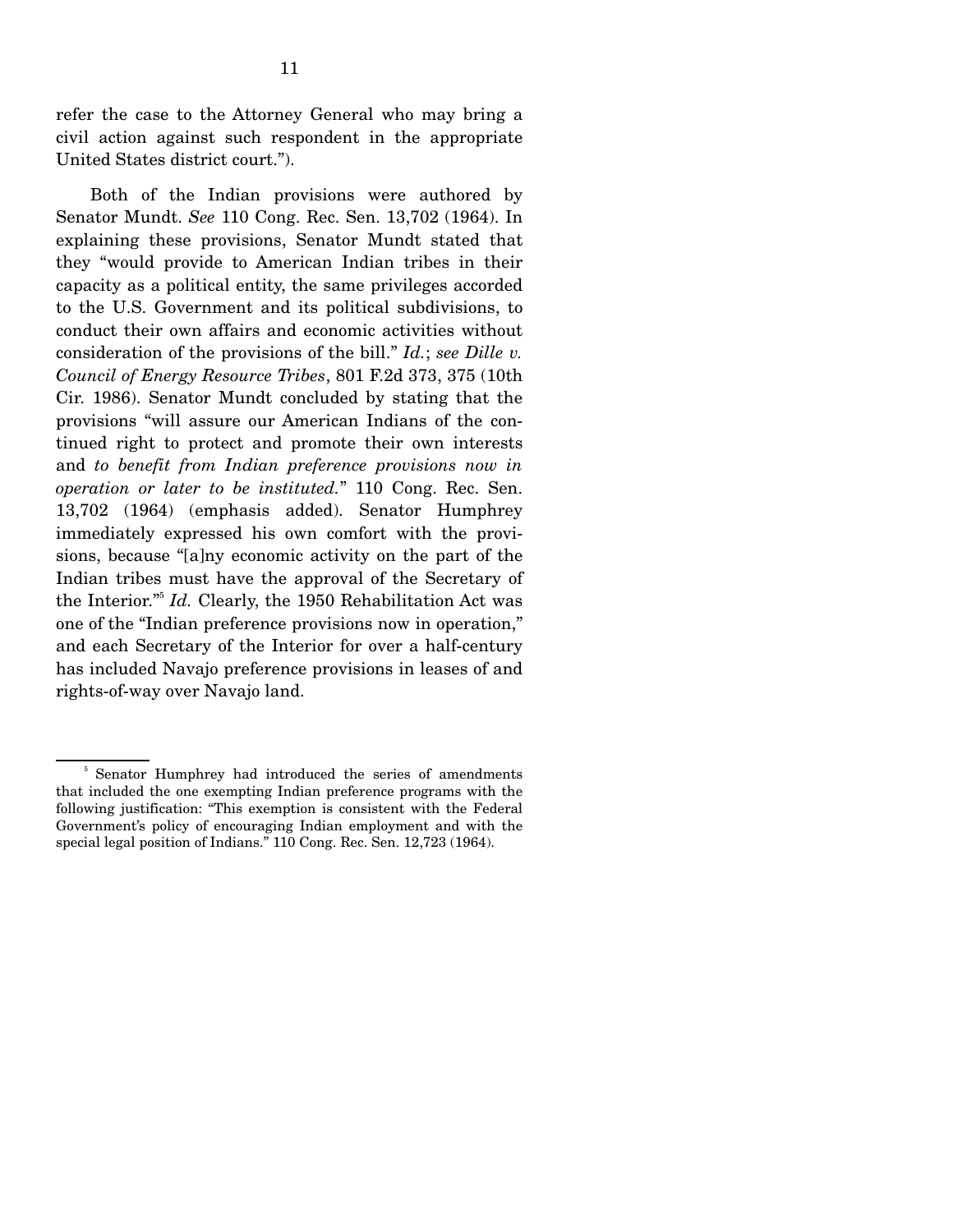refer the case to the Attorney General who may bring a civil action against such respondent in the appropriate United States district court.").

Both of the Indian provisions were authored by Senator Mundt. *See* 110 Cong. Rec. Sen. 13,702 (1964). In explaining these provisions, Senator Mundt stated that they "would provide to American Indian tribes in their capacity as a political entity, the same privileges accorded to the U.S. Government and its political subdivisions, to conduct their own affairs and economic activities without consideration of the provisions of the bill." *Id.*; *see Dille v. Council of Energy Resource Tribes*, 801 F.2d 373, 375 (10th Cir. 1986). Senator Mundt concluded by stating that the provisions "will assure our American Indians of the continued right to protect and promote their own interests and *to benefit from Indian preference provisions now in operation or later to be instituted.*" 110 Cong. Rec. Sen. 13,702 (1964) (emphasis added). Senator Humphrey immediately expressed his own comfort with the provisions, because "[a]ny economic activity on the part of the Indian tribes must have the approval of the Secretary of the Interior."[5] *Id.* Clearly, the 1950 Rehabilitation Act was one of the "Indian preference provisions now in operation," and each Secretary of the Interior for over a half-century has included Navajo preference provisions in leases of and rights-of-way over Navajo land.

---

[5] Senator Humphrey had introduced the series of amendments that included the one exempting Indian preference programs with the following justification: "This exemption is consistent with the Federal Government's policy of encouraging Indian employment and with the special legal position of Indians." 110 Cong. Rec. Sen. 12,723 (1964).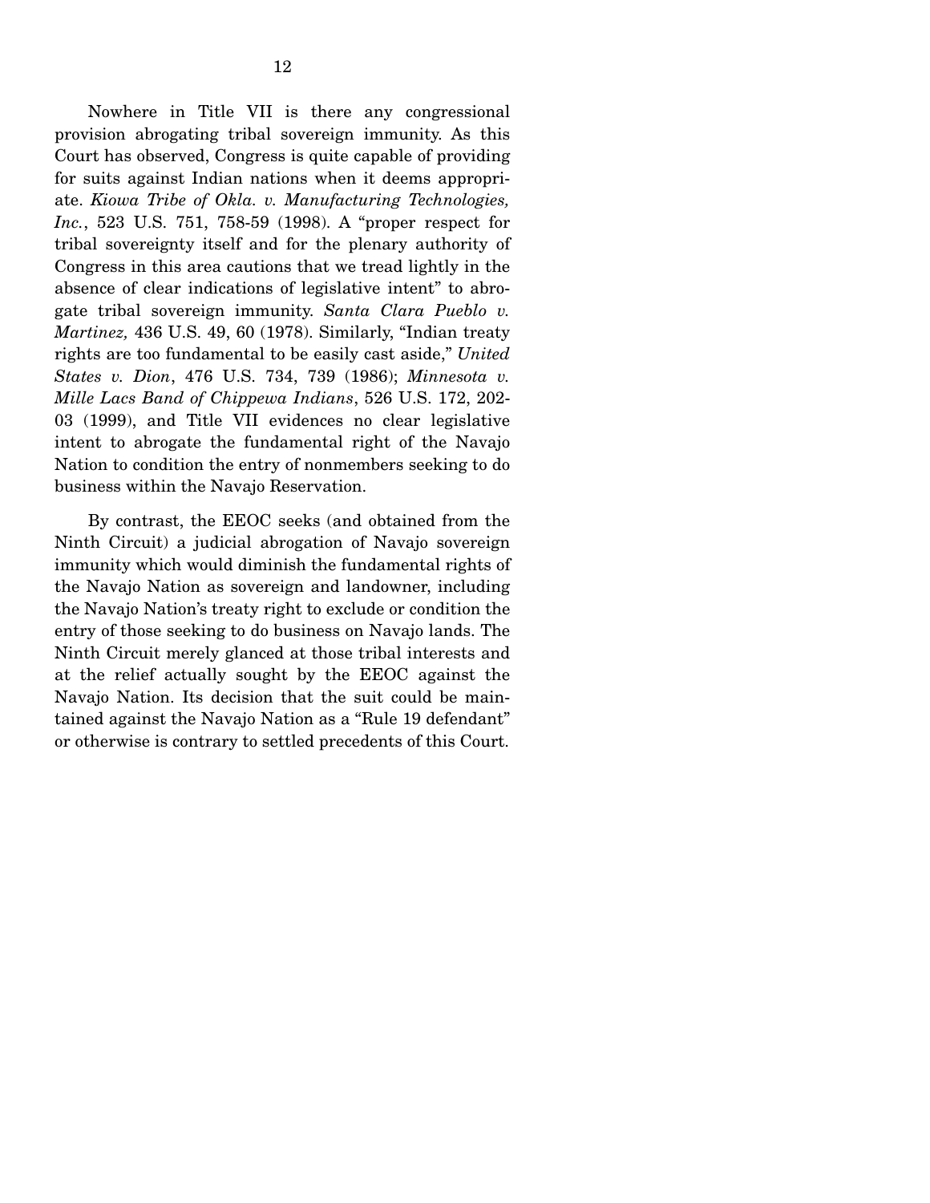Nowhere in Title VII is there any congressional provision abrogating tribal sovereign immunity. As this Court has observed, Congress is quite capable of providing for suits against Indian nations when it deems appropriate. *Kiowa Tribe of Okla. v. Manufacturing Technologies, Inc.*, 523 U.S. 751, 758-59 (1998). A "proper respect for tribal sovereignty itself and for the plenary authority of Congress in this area cautions that we tread lightly in the absence of clear indications of legislative intent" to abrogate tribal sovereign immunity. *Santa Clara Pueblo v. Martinez,* 436 U.S. 49, 60 (1978). Similarly, "Indian treaty rights are too fundamental to be easily cast aside," *United States v. Dion*, 476 U.S. 734, 739 (1986); *Minnesota v. Mille Lacs Band of Chippewa Indians*, 526 U.S. 172, 202-03 (1999), and Title VII evidences no clear legislative intent to abrogate the fundamental right of the Navajo Nation to condition the entry of nonmembers seeking to do business within the Navajo Reservation.

By contrast, the EEOC seeks (and obtained from the Ninth Circuit) a judicial abrogation of Navajo sovereign immunity which would diminish the fundamental rights of the Navajo Nation as sovereign and landowner, including the Navajo Nation's treaty right to exclude or condition the entry of those seeking to do business on Navajo lands. The Ninth Circuit merely glanced at those tribal interests and at the relief actually sought by the EEOC against the Navajo Nation. Its decision that the suit could be maintained against the Navajo Nation as a "Rule 19 defendant" or otherwise is contrary to settled precedents of this Court.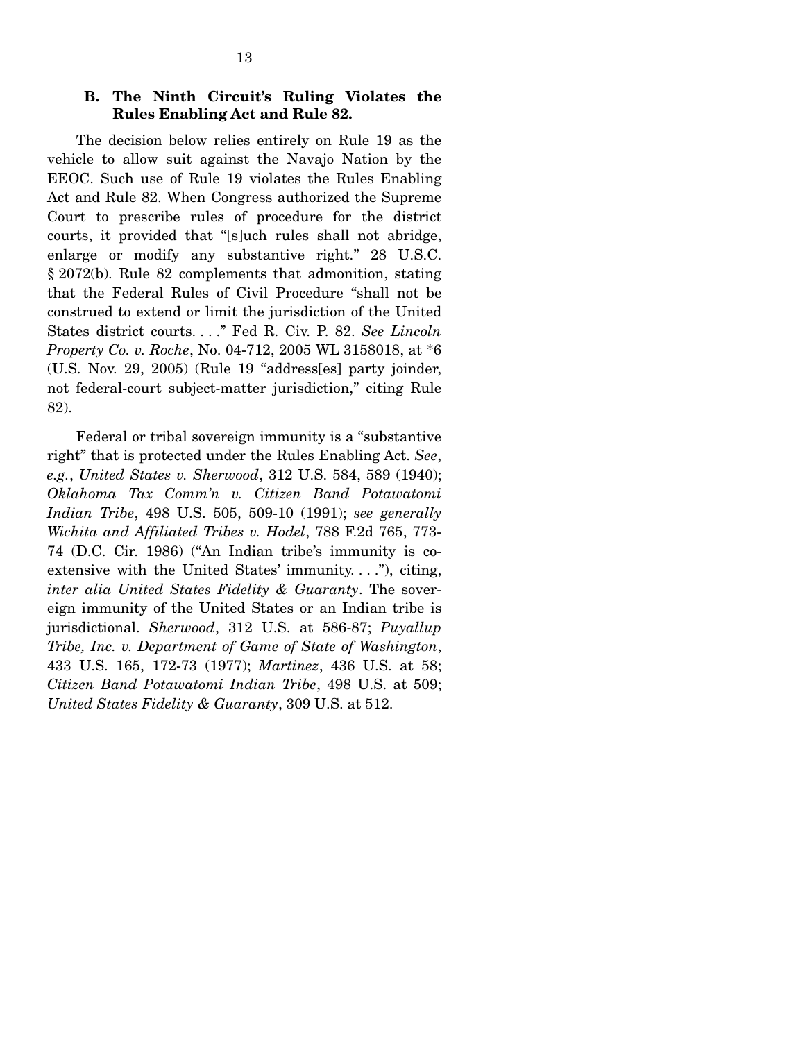### B. The Ninth Circuit's Ruling Violates the Rules Enabling Act and Rule 82.

The decision below relies entirely on Rule 19 as the vehicle to allow suit against the Navajo Nation by the EEOC. Such use of Rule 19 violates the Rules Enabling Act and Rule 82. When Congress authorized the Supreme Court to prescribe rules of procedure for the district courts, it provided that "[s]uch rules shall not abridge, enlarge or modify any substantive right." 28 U.S.C. § 2072(b). Rule 82 complements that admonition, stating that the Federal Rules of Civil Procedure "shall not be construed to extend or limit the jurisdiction of the United States district courts. . . ." Fed R. Civ. P. 82. *See Lincoln Property Co. v. Roche*, No. 04-712, 2005 WL 3158018, at *6 (U.S. Nov. 29, 2005) (Rule 19 "address[es] party joinder, not federal-court subject-matter jurisdiction," citing Rule 82).

Federal or tribal sovereign immunity is a "substantive right" that is protected under the Rules Enabling Act. *See*, *e.g.*, *United States v. Sherwood*, 312 U.S. 584, 589 (1940); *Oklahoma Tax Comm'n v. Citizen Band Potawatomi Indian Tribe*, 498 U.S. 505, 509-10 (1991); *see generally Wichita and Affiliated Tribes v. Hodel*, 788 F.2d 765, 773-74 (D.C. Cir. 1986) ("An Indian tribe's immunity is co-extensive with the United States' immunity. . . ."), citing, *inter alia United States Fidelity & Guaranty*. The sovereign immunity of the United States or an Indian tribe is jurisdictional. *Sherwood*, 312 U.S. at 586-87; *Puyallup Tribe, Inc. v. Department of Game of State of Washington*, 433 U.S. 165, 172-73 (1977); *Martinez*, 436 U.S. at 58; *Citizen Band Potawatomi Indian Tribe*, 498 U.S. at 509; *United States Fidelity & Guaranty*, 309 U.S. at 512.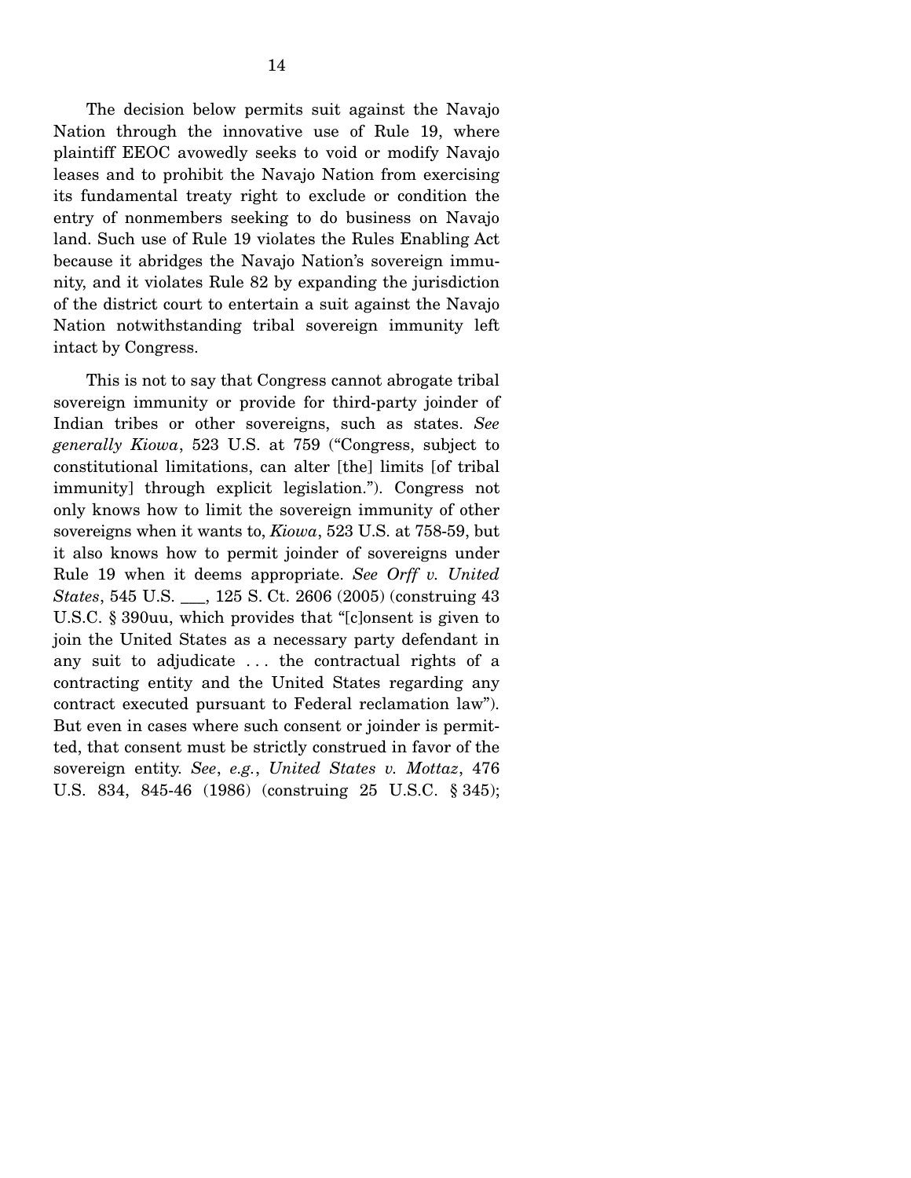The decision below permits suit against the Navajo Nation through the innovative use of Rule 19, where plaintiff EEOC avowedly seeks to void or modify Navajo leases and to prohibit the Navajo Nation from exercising its fundamental treaty right to exclude or condition the entry of nonmembers seeking to do business on Navajo land. Such use of Rule 19 violates the Rules Enabling Act because it abridges the Navajo Nation's sovereign immunity, and it violates Rule 82 by expanding the jurisdiction of the district court to entertain a suit against the Navajo Nation notwithstanding tribal sovereign immunity left intact by Congress.

This is not to say that Congress cannot abrogate tribal sovereign immunity or provide for third-party joinder of Indian tribes or other sovereigns, such as states. *See generally Kiowa*, 523 U.S. at 759 ("Congress, subject to constitutional limitations, can alter [the] limits [of tribal immunity] through explicit legislation."). Congress not only knows how to limit the sovereign immunity of other sovereigns when it wants to, *Kiowa*, 523 U.S. at 758-59, but it also knows how to permit joinder of sovereigns under Rule 19 when it deems appropriate. *See Orff v. United States*, 545 U.S. ___, 125 S. Ct. 2606 (2005) (construing 43 U.S.C. § 390uu, which provides that "[c]onsent is given to join the United States as a necessary party defendant in any suit to adjudicate . . . the contractual rights of a contracting entity and the United States regarding any contract executed pursuant to Federal reclamation law"). But even in cases where such consent or joinder is permitted, that consent must be strictly construed in favor of the sovereign entity. *See*, *e.g.*, *United States v. Mottaz*, 476 U.S. 834, 845-46 (1986) (construing 25 U.S.C. § 345);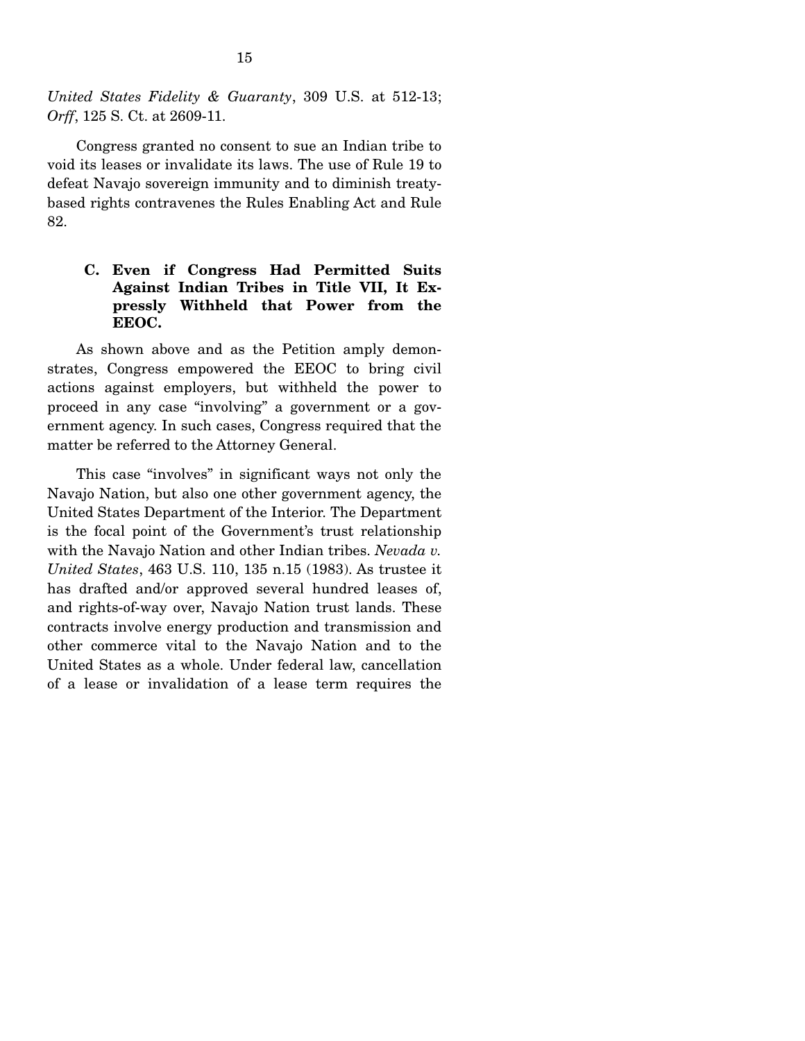*United States Fidelity & Guaranty*, 309 U.S. at 512-13; *Orff*, 125 S. Ct. at 2609-11.

Congress granted no consent to sue an Indian tribe to void its leases or invalidate its laws. The use of Rule 19 to defeat Navajo sovereign immunity and to diminish treaty-based rights contravenes the Rules Enabling Act and Rule 82.

### C. Even if Congress Had Permitted Suits Against Indian Tribes in Title VII, It Expressly Withheld that Power from the EEOC.

As shown above and as the Petition amply demonstrates, Congress empowered the EEOC to bring civil actions against employers, but withheld the power to proceed in any case "involving" a government or a government agency. In such cases, Congress required that the matter be referred to the Attorney General.

This case "involves" in significant ways not only the Navajo Nation, but also one other government agency, the United States Department of the Interior. The Department is the focal point of the Government's trust relationship with the Navajo Nation and other Indian tribes. *Nevada v. United States*, 463 U.S. 110, 135 n.15 (1983). As trustee it has drafted and/or approved several hundred leases of, and rights-of-way over, Navajo Nation trust lands. These contracts involve energy production and transmission and other commerce vital to the Navajo Nation and to the United States as a whole. Under federal law, cancellation of a lease or invalidation of a lease term requires the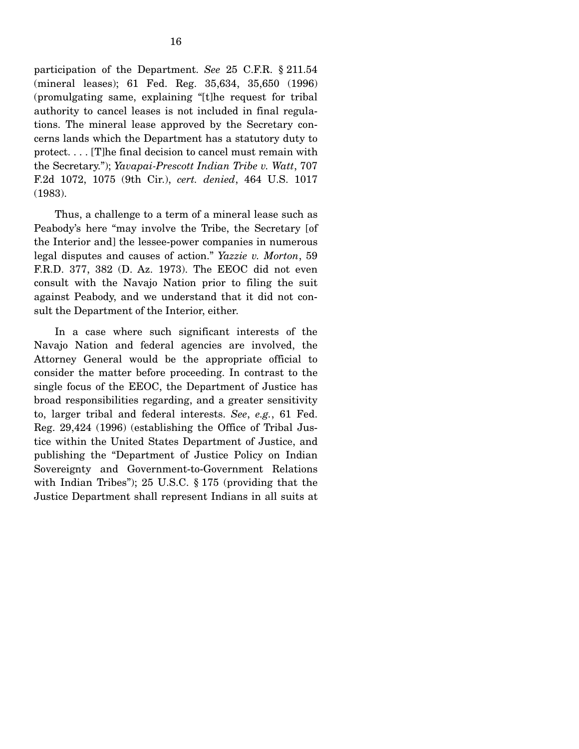participation of the Department. *See* 25 C.F.R. § 211.54 (mineral leases); 61 Fed. Reg. 35,634, 35,650 (1996) (promulgating same, explaining "[t]he request for tribal authority to cancel leases is not included in final regulations. The mineral lease approved by the Secretary concerns lands which the Department has a statutory duty to protect. . . . [T]he final decision to cancel must remain with the Secretary."); *Yavapai-Prescott Indian Tribe v. Watt*, 707 F.2d 1072, 1075 (9th Cir.), *cert. denied*, 464 U.S. 1017 (1983).

Thus, a challenge to a term of a mineral lease such as Peabody's here "may involve the Tribe, the Secretary [of the Interior and] the lessee-power companies in numerous legal disputes and causes of action." *Yazzie v. Morton*, 59 F.R.D. 377, 382 (D. Az. 1973). The EEOC did not even consult with the Navajo Nation prior to filing the suit against Peabody, and we understand that it did not consult the Department of the Interior, either.

In a case where such significant interests of the Navajo Nation and federal agencies are involved, the Attorney General would be the appropriate official to consider the matter before proceeding. In contrast to the single focus of the EEOC, the Department of Justice has broad responsibilities regarding, and a greater sensitivity to, larger tribal and federal interests. *See*, *e.g.*, 61 Fed. Reg. 29,424 (1996) (establishing the Office of Tribal Justice within the United States Department of Justice, and publishing the "Department of Justice Policy on Indian Sovereignty and Government-to-Government Relations with Indian Tribes"); 25 U.S.C. § 175 (providing that the Justice Department shall represent Indians in all suits at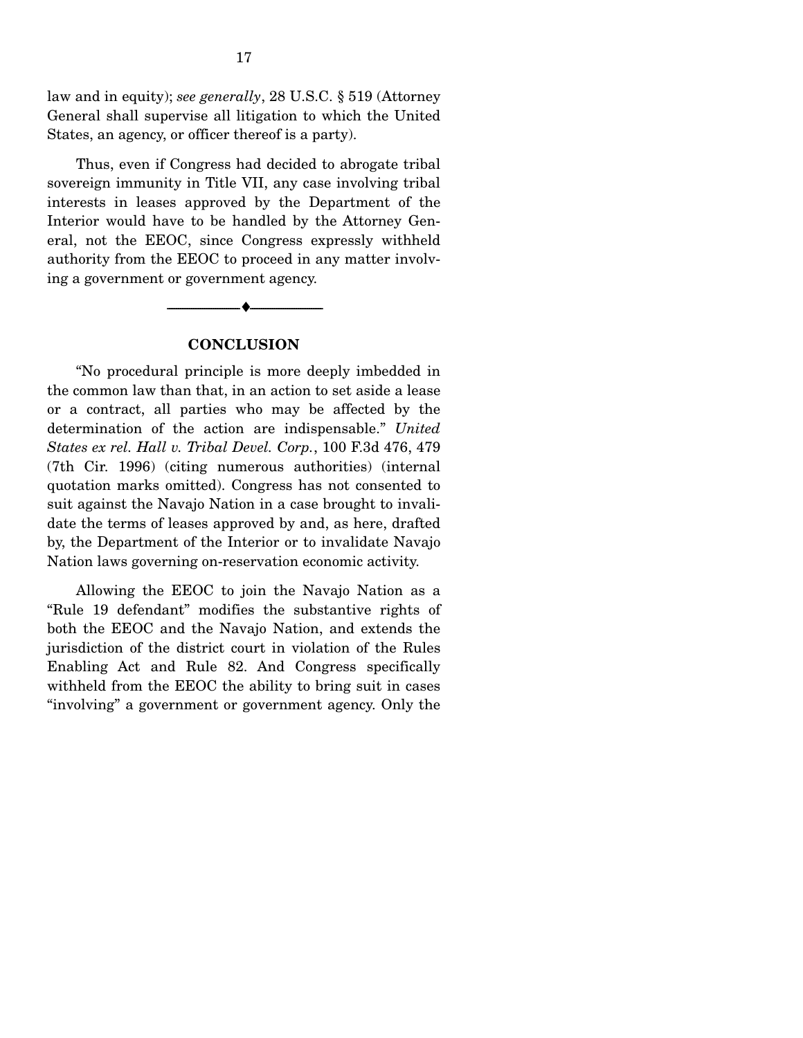law and in equity); *see generally*, 28 U.S.C. § 519 (Attorney General shall supervise all litigation to which the United States, an agency, or officer thereof is a party).

Thus, even if Congress had decided to abrogate tribal sovereign immunity in Title VII, any case involving tribal interests in leases approved by the Department of the Interior would have to be handled by the Attorney General, not the EEOC, since Congress expressly withheld authority from the EEOC to proceed in any matter involving a government or government agency.

---

## CONCLUSION

"No procedural principle is more deeply imbedded in the common law than that, in an action to set aside a lease or a contract, all parties who may be affected by the determination of the action are indispensable." *United States ex rel. Hall v. Tribal Devel. Corp.*, 100 F.3d 476, 479 (7th Cir. 1996) (citing numerous authorities) (internal quotation marks omitted). Congress has not consented to suit against the Navajo Nation in a case brought to invalidate the terms of leases approved by and, as here, drafted by, the Department of the Interior or to invalidate Navajo Nation laws governing on-reservation economic activity.

Allowing the EEOC to join the Navajo Nation as a "Rule 19 defendant" modifies the substantive rights of both the EEOC and the Navajo Nation, and extends the jurisdiction of the district court in violation of the Rules Enabling Act and Rule 82. And Congress specifically withheld from the EEOC the ability to bring suit in cases "involving" a government or government agency. Only the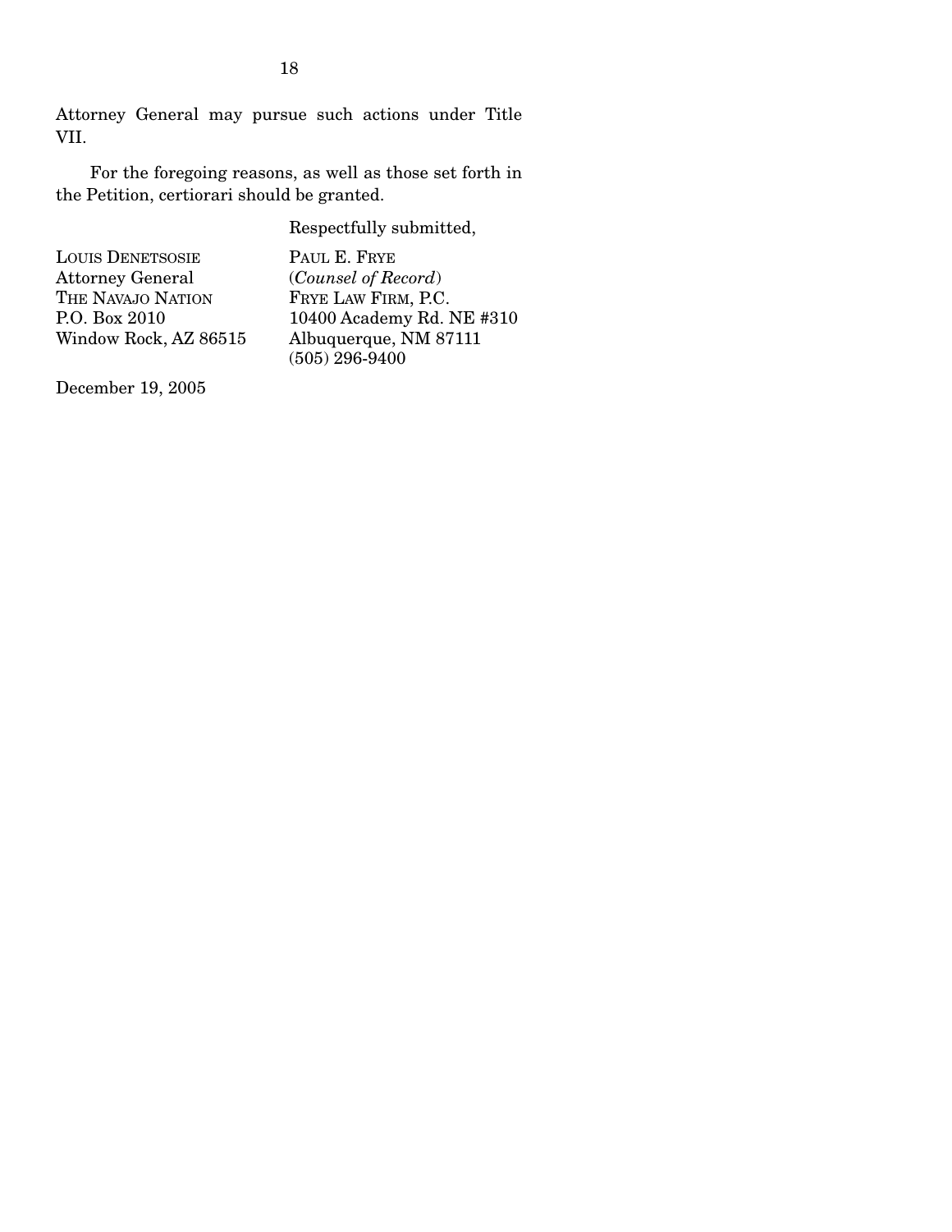Attorney General may pursue such actions under Title VII.

For the foregoing reasons, as well as those set forth in the Petition, certiorari should be granted.

Respectfully submitted,

LOUIS DENETSOSIE
Attorney General
THE NAVAJO NATION
P.O. Box 2010
Window Rock, AZ 86515

PAUL E. FRYE
(*Counsel of Record*)
FRYE LAW FIRM, P.C.
10400 Academy Rd. NE #310
Albuquerque, NM 87111
(505) 296-9400

December 19, 2005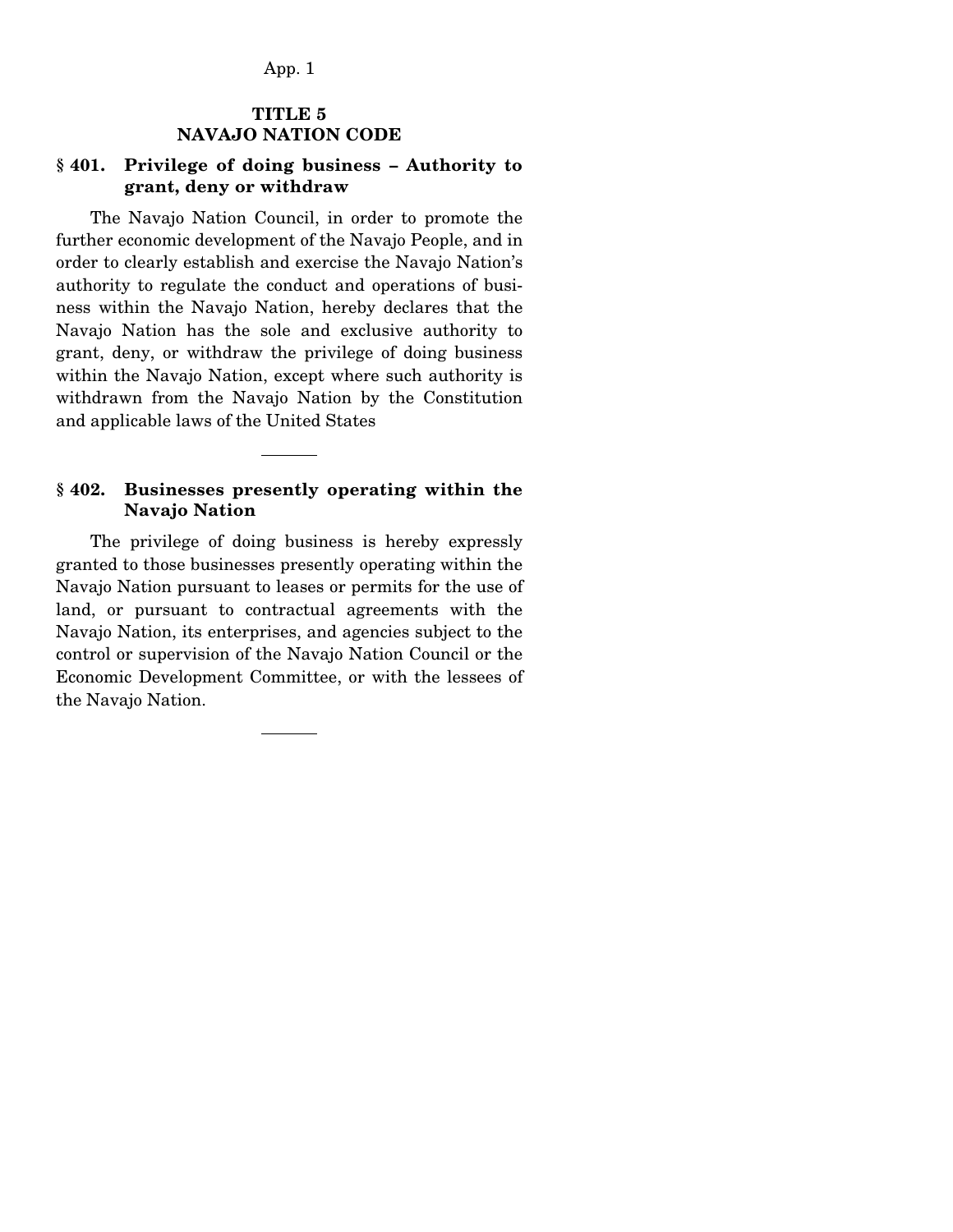# TITLE 5
# NAVAJO NATION CODE

## § 401. Privilege of doing business – Authority to grant, deny or withdraw

The Navajo Nation Council, in order to promote the further economic development of the Navajo People, and in order to clearly establish and exercise the Navajo Nation's authority to regulate the conduct and operations of business within the Navajo Nation, hereby declares that the Navajo Nation has the sole and exclusive authority to grant, deny, or withdraw the privilege of doing business within the Navajo Nation, except where such authority is withdrawn from the Navajo Nation by the Constitution and applicable laws of the United States

---

## § 402. Businesses presently operating within the Navajo Nation

The privilege of doing business is hereby expressly granted to those businesses presently operating within the Navajo Nation pursuant to leases or permits for the use of land, or pursuant to contractual agreements with the Navajo Nation, its enterprises, and agencies subject to the control or supervision of the Navajo Nation Council or the Economic Development Committee, or with the lessees of the Navajo Nation.

---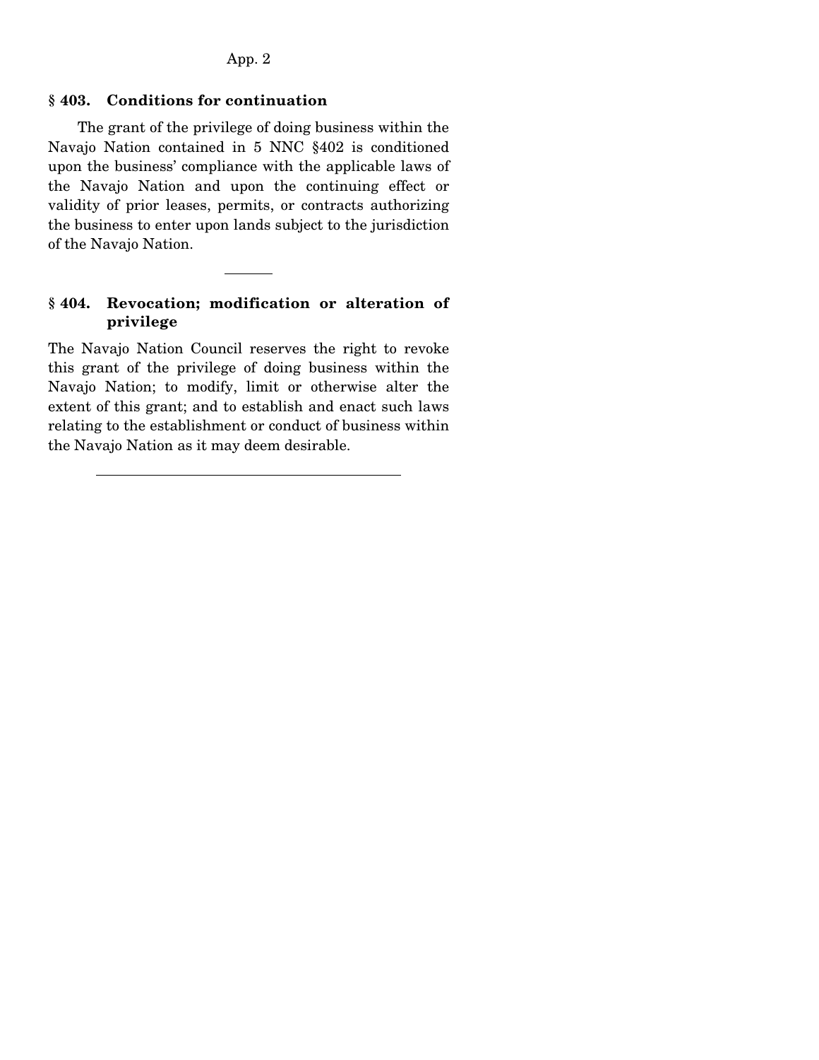## § 403. Conditions for continuation

The grant of the privilege of doing business within the Navajo Nation contained in 5 NNC §402 is conditioned upon the business' compliance with the applicable laws of the Navajo Nation and upon the continuing effect or validity of prior leases, permits, or contracts authorizing the business to enter upon lands subject to the jurisdiction of the Navajo Nation.

---

## § 404. Revocation; modification or alteration of privilege

The Navajo Nation Council reserves the right to revoke this grant of the privilege of doing business within the Navajo Nation; to modify, limit or otherwise alter the extent of this grant; and to establish and enact such laws relating to the establishment or conduct of business within the Navajo Nation as it may deem desirable.

---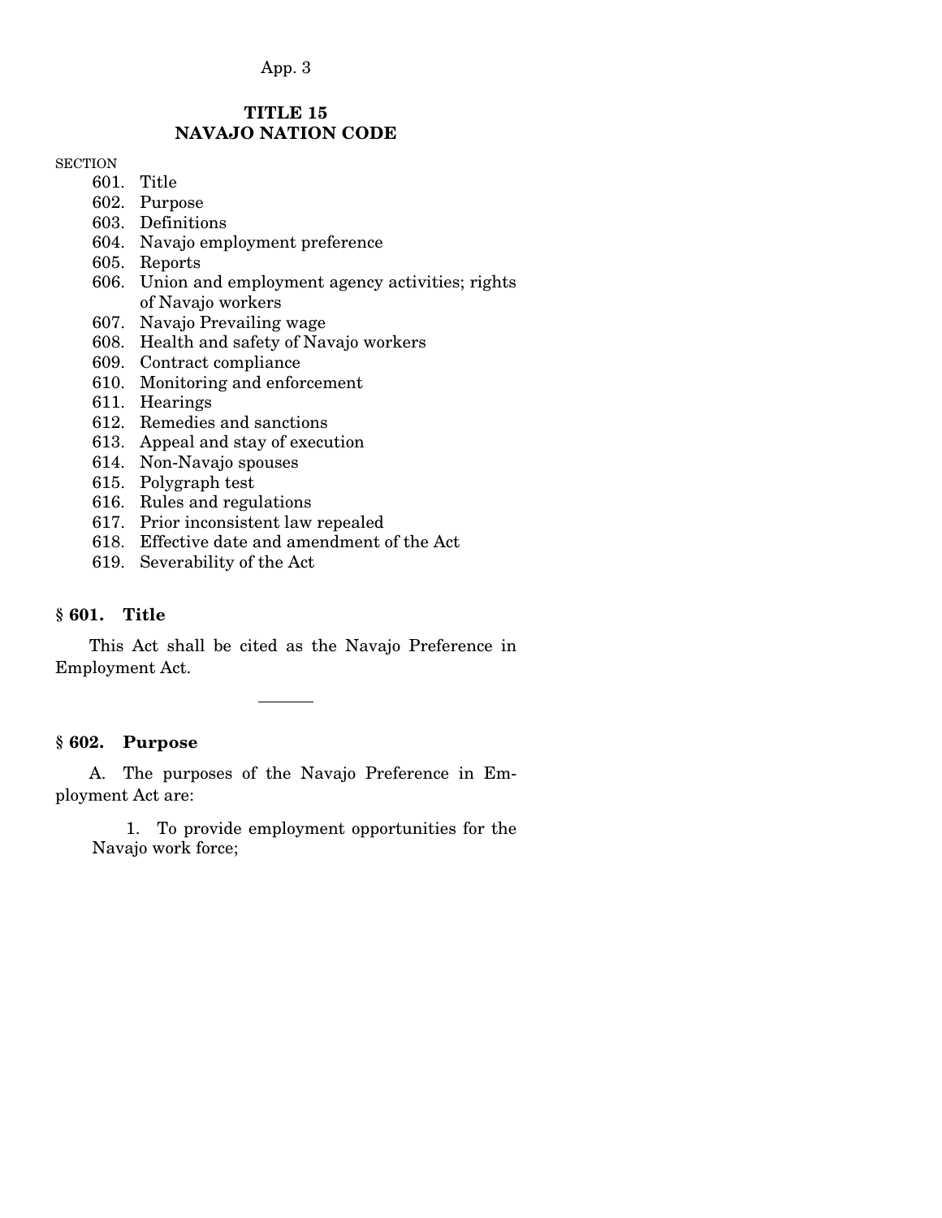App. 3

## TITLE 15
## NAVAJO NATION CODE

SECTION

601. Title
602. Purpose
603. Definitions
604. Navajo employment preference
605. Reports
606. Union and employment agency activities; rights of Navajo workers
607. Navajo Prevailing wage
608. Health and safety of Navajo workers
609. Contract compliance
610. Monitoring and enforcement
611. Hearings
612. Remedies and sanctions
613. Appeal and stay of execution
614. Non-Navajo spouses
615. Polygraph test
616. Rules and regulations
617. Prior inconsistent law repealed
618. Effective date and amendment of the Act
619. Severability of the Act

### § 601. Title

This Act shall be cited as the Navajo Preference in Employment Act.

---

### § 602. Purpose

A. The purposes of the Navajo Preference in Employment Act are:

1. To provide employment opportunities for the Navajo work force;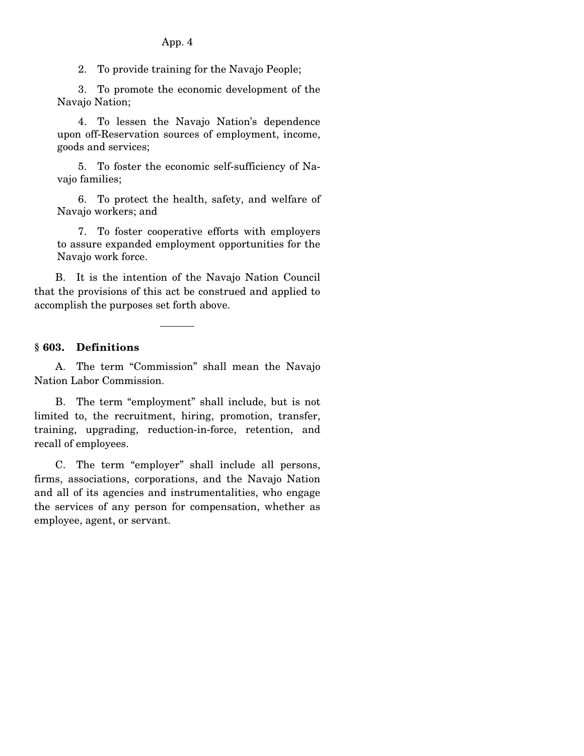2. To provide training for the Navajo People;

3. To promote the economic development of the Navajo Nation;

4. To lessen the Navajo Nation's dependence upon off-Reservation sources of employment, income, goods and services;

5. To foster the economic self-sufficiency of Navajo families;

6. To protect the health, safety, and welfare of Navajo workers; and

7. To foster cooperative efforts with employers to assure expanded employment opportunities for the Navajo work force.

B. It is the intention of the Navajo Nation Council that the provisions of this act be construed and applied to accomplish the purposes set forth above.

---

**§ 603. Definitions**

A. The term "Commission" shall mean the Navajo Nation Labor Commission.

B. The term "employment" shall include, but is not limited to, the recruitment, hiring, promotion, transfer, training, upgrading, reduction-in-force, retention, and recall of employees.

C. The term "employer" shall include all persons, firms, associations, corporations, and the Navajo Nation and all of its agencies and instrumentalities, who engage the services of any person for compensation, whether as employee, agent, or servant.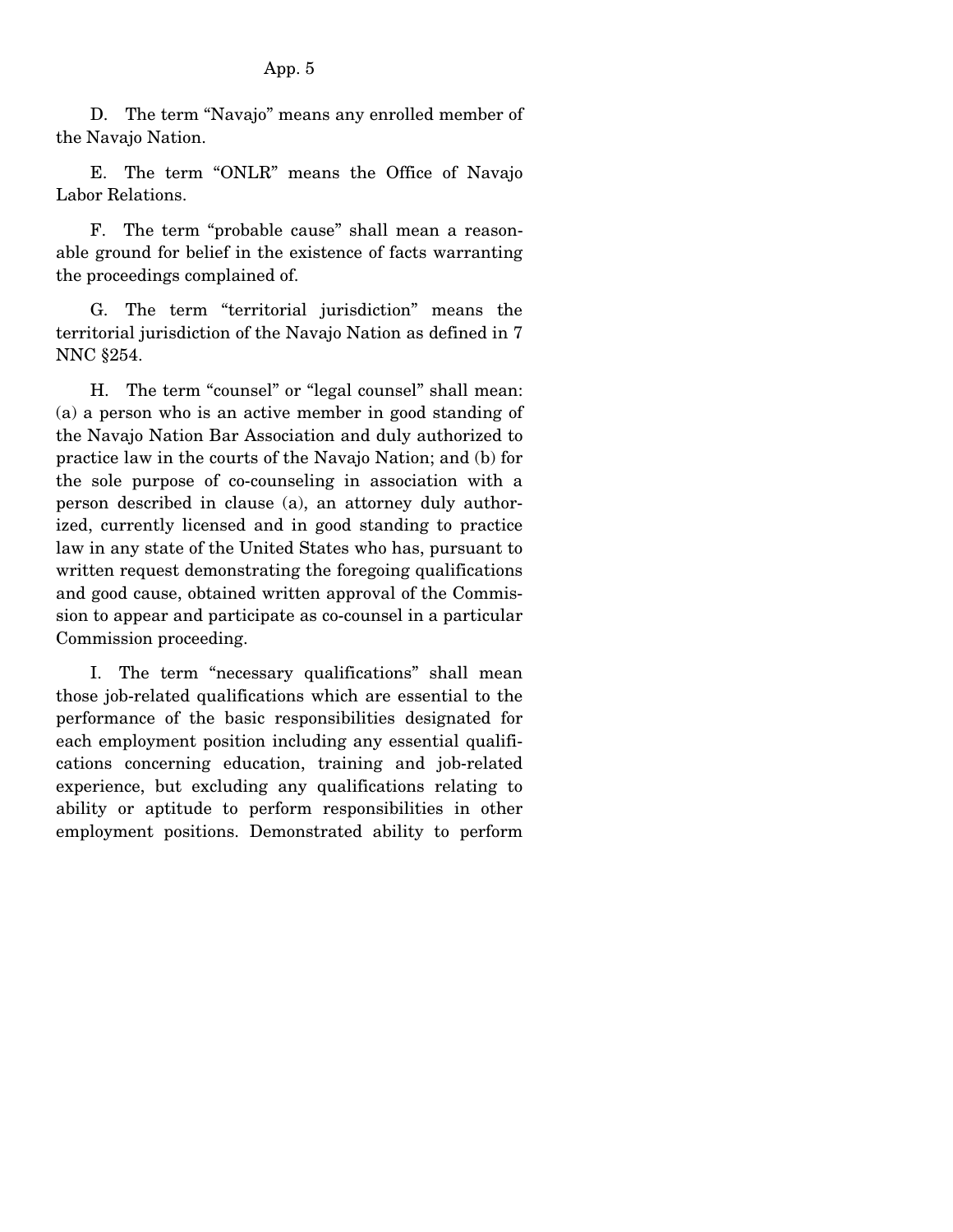D. The term "Navajo" means any enrolled member of the Navajo Nation.

E. The term "ONLR" means the Office of Navajo Labor Relations.

F. The term "probable cause" shall mean a reasonable ground for belief in the existence of facts warranting the proceedings complained of.

G. The term "territorial jurisdiction" means the territorial jurisdiction of the Navajo Nation as defined in 7 NNC §254.

H. The term "counsel" or "legal counsel" shall mean: (a) a person who is an active member in good standing of the Navajo Nation Bar Association and duly authorized to practice law in the courts of the Navajo Nation; and (b) for the sole purpose of co-counseling in association with a person described in clause (a), an attorney duly authorized, currently licensed and in good standing to practice law in any state of the United States who has, pursuant to written request demonstrating the foregoing qualifications and good cause, obtained written approval of the Commission to appear and participate as co-counsel in a particular Commission proceeding.

I. The term "necessary qualifications" shall mean those job-related qualifications which are essential to the performance of the basic responsibilities designated for each employment position including any essential qualifications concerning education, training and job-related experience, but excluding any qualifications relating to ability or aptitude to perform responsibilities in other employment positions. Demonstrated ability to perform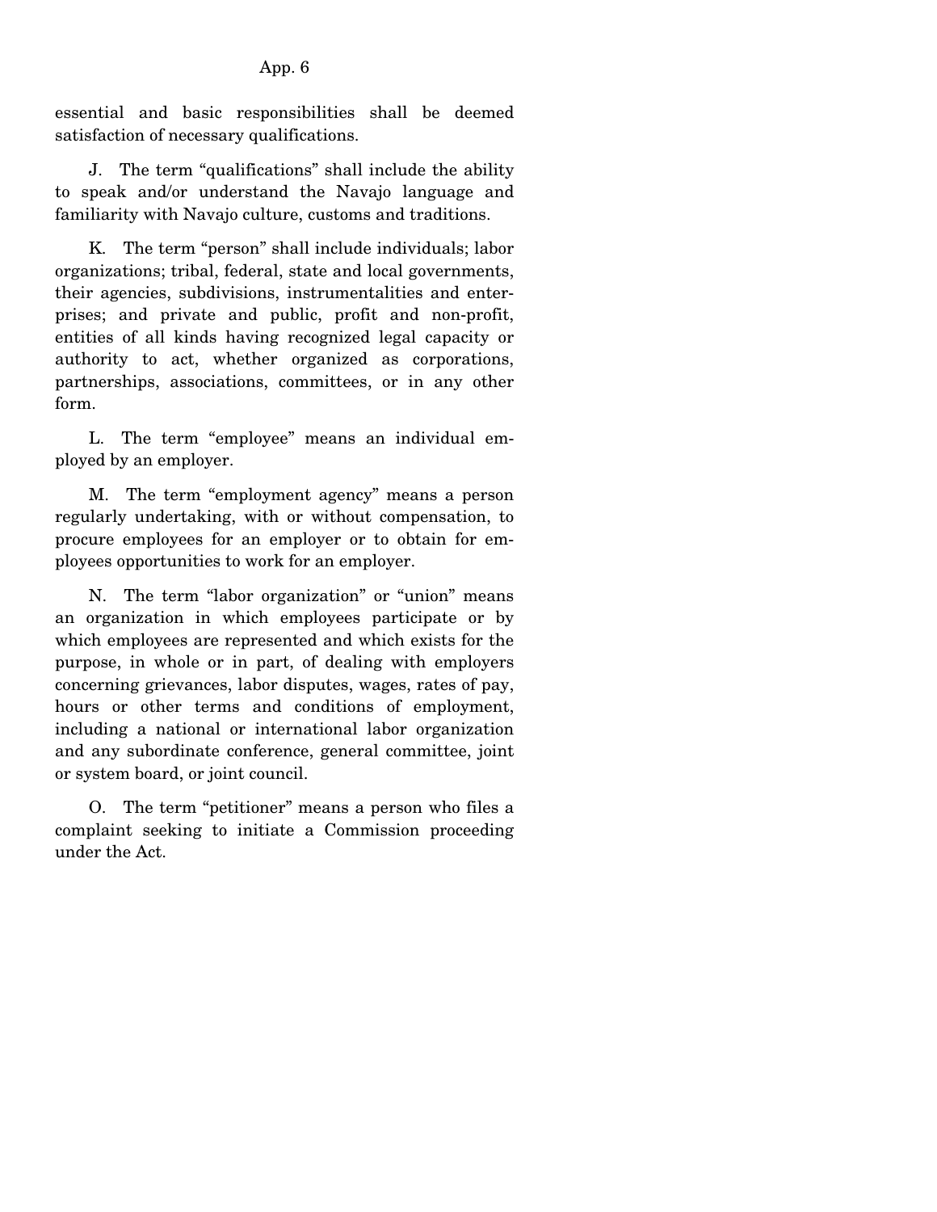essential and basic responsibilities shall be deemed satisfaction of necessary qualifications.

J. The term "qualifications" shall include the ability to speak and/or understand the Navajo language and familiarity with Navajo culture, customs and traditions.

K. The term "person" shall include individuals; labor organizations; tribal, federal, state and local governments, their agencies, subdivisions, instrumentalities and enterprises; and private and public, profit and non-profit, entities of all kinds having recognized legal capacity or authority to act, whether organized as corporations, partnerships, associations, committees, or in any other form.

L. The term "employee" means an individual employed by an employer.

M. The term "employment agency" means a person regularly undertaking, with or without compensation, to procure employees for an employer or to obtain for employees opportunities to work for an employer.

N. The term "labor organization" or "union" means an organization in which employees participate or by which employees are represented and which exists for the purpose, in whole or in part, of dealing with employers concerning grievances, labor disputes, wages, rates of pay, hours or other terms and conditions of employment, including a national or international labor organization and any subordinate conference, general committee, joint or system board, or joint council.

O. The term "petitioner" means a person who files a complaint seeking to initiate a Commission proceeding under the Act.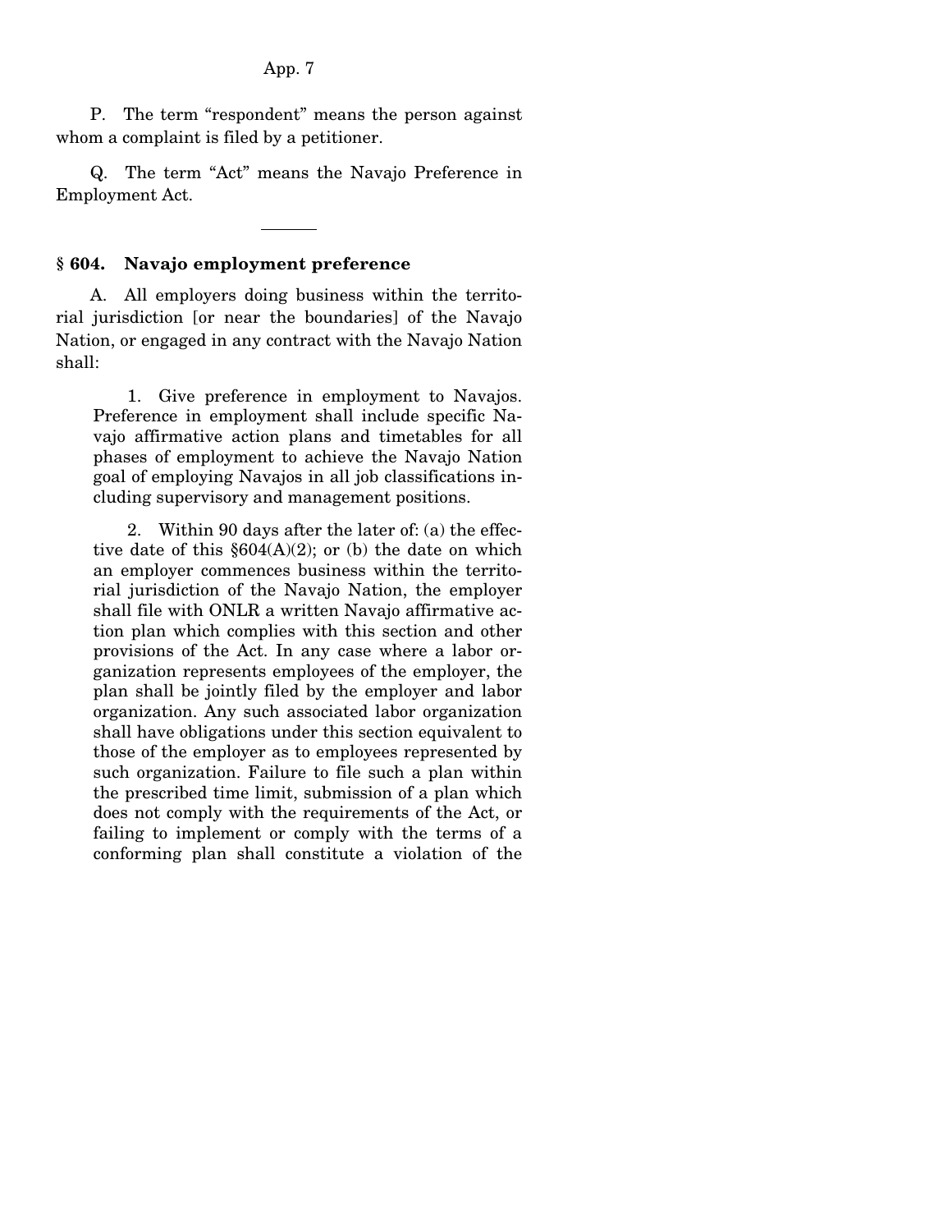P. The term "respondent" means the person against whom a complaint is filed by a petitioner.

Q. The term "Act" means the Navajo Preference in Employment Act.

---

**§ 604. Navajo employment preference**

A. All employers doing business within the territorial jurisdiction [or near the boundaries] of the Navajo Nation, or engaged in any contract with the Navajo Nation shall:

1. Give preference in employment to Navajos. Preference in employment shall include specific Navajo affirmative action plans and timetables for all phases of employment to achieve the Navajo Nation goal of employing Navajos in all job classifications including supervisory and management positions.

2. Within 90 days after the later of: (a) the effective date of this §604(A)(2); or (b) the date on which an employer commences business within the territorial jurisdiction of the Navajo Nation, the employer shall file with ONLR a written Navajo affirmative action plan which complies with this section and other provisions of the Act. In any case where a labor organization represents employees of the employer, the plan shall be jointly filed by the employer and labor organization. Any such associated labor organization shall have obligations under this section equivalent to those of the employer as to employees represented by such organization. Failure to file such a plan within the prescribed time limit, submission of a plan which does not comply with the requirements of the Act, or failing to implement or comply with the terms of a conforming plan shall constitute a violation of the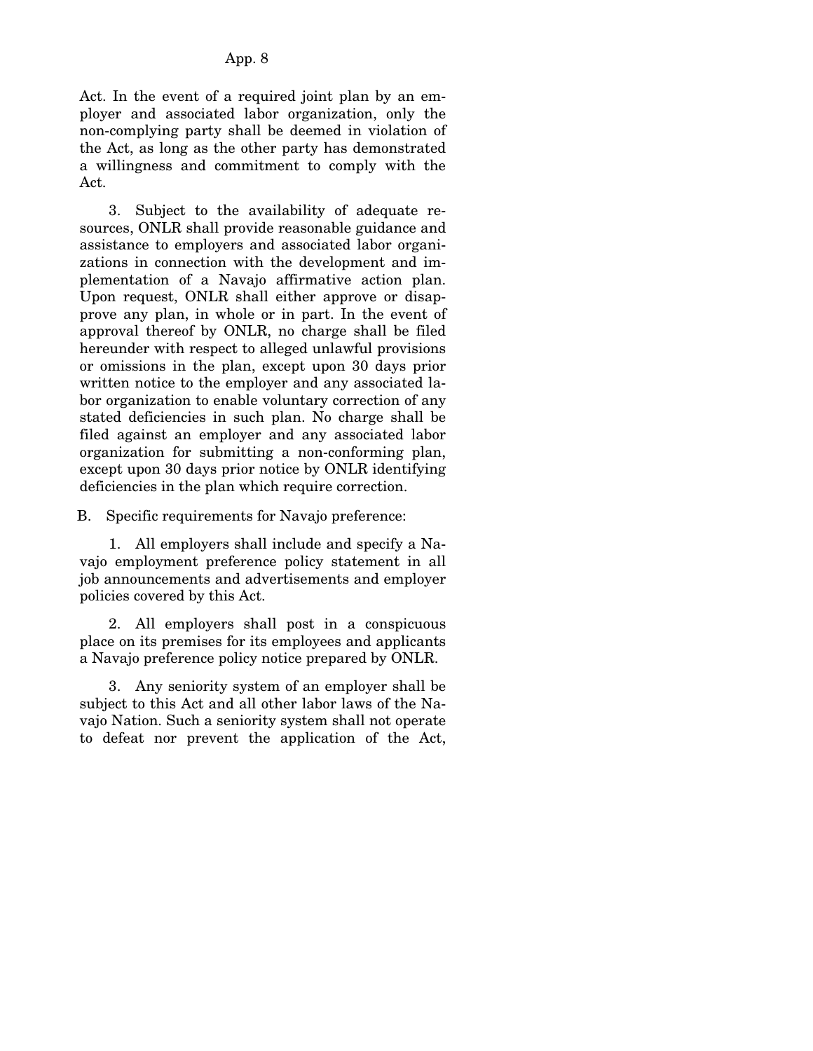Act. In the event of a required joint plan by an employer and associated labor organization, only the non-complying party shall be deemed in violation of the Act, as long as the other party has demonstrated a willingness and commitment to comply with the Act.

3. Subject to the availability of adequate resources, ONLR shall provide reasonable guidance and assistance to employers and associated labor organizations in connection with the development and implementation of a Navajo affirmative action plan. Upon request, ONLR shall either approve or disapprove any plan, in whole or in part. In the event of approval thereof by ONLR, no charge shall be filed hereunder with respect to alleged unlawful provisions or omissions in the plan, except upon 30 days prior written notice to the employer and any associated labor organization to enable voluntary correction of any stated deficiencies in such plan. No charge shall be filed against an employer and any associated labor organization for submitting a non-conforming plan, except upon 30 days prior notice by ONLR identifying deficiencies in the plan which require correction.

B. Specific requirements for Navajo preference:

1. All employers shall include and specify a Navajo employment preference policy statement in all job announcements and advertisements and employer policies covered by this Act.

2. All employers shall post in a conspicuous place on its premises for its employees and applicants a Navajo preference policy notice prepared by ONLR.

3. Any seniority system of an employer shall be subject to this Act and all other labor laws of the Navajo Nation. Such a seniority system shall not operate to defeat nor prevent the application of the Act,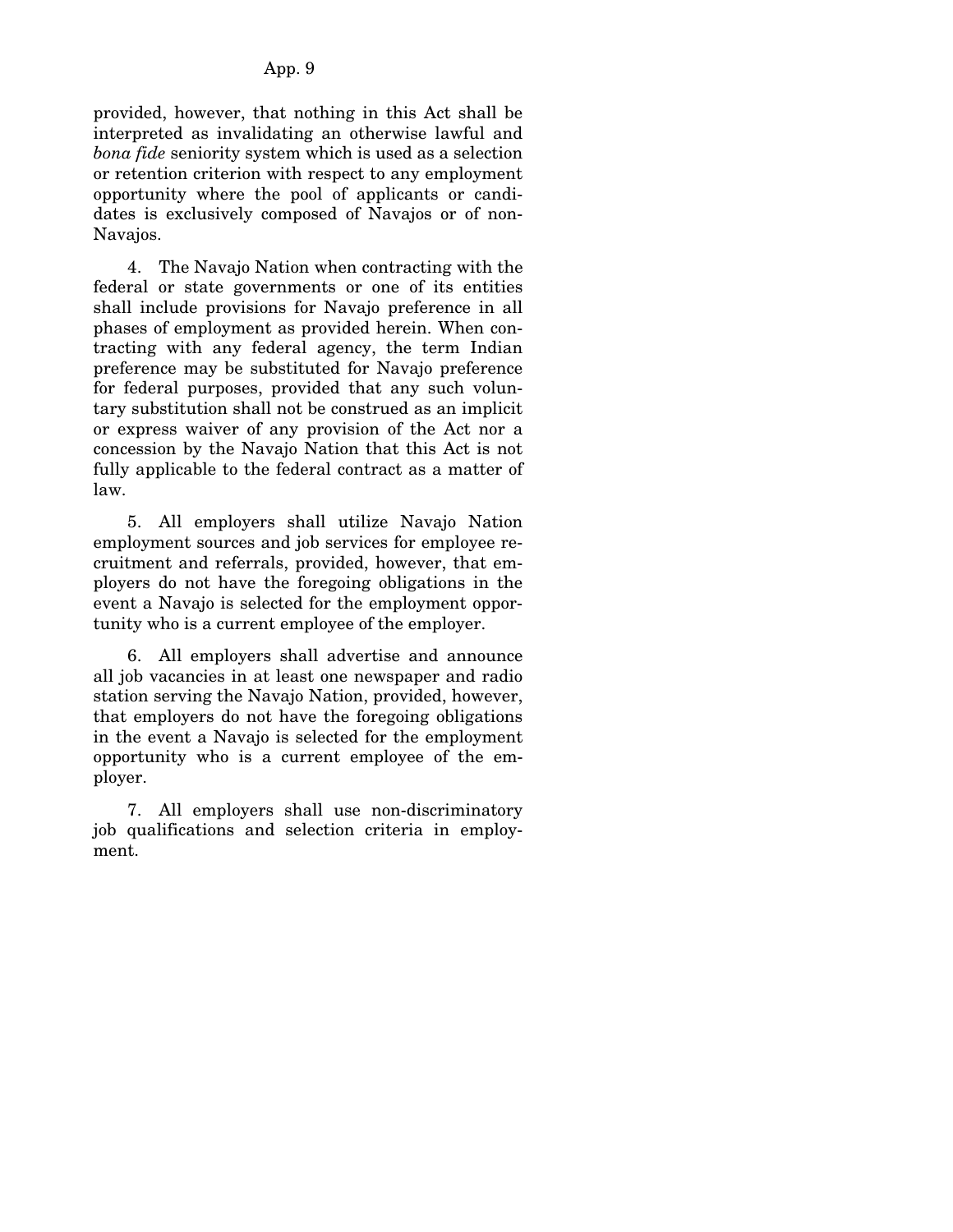provided, however, that nothing in this Act shall be interpreted as invalidating an otherwise lawful and *bona fide* seniority system which is used as a selection or retention criterion with respect to any employment opportunity where the pool of applicants or candidates is exclusively composed of Navajos or of non-Navajos.

4. The Navajo Nation when contracting with the federal or state governments or one of its entities shall include provisions for Navajo preference in all phases of employment as provided herein. When contracting with any federal agency, the term Indian preference may be substituted for Navajo preference for federal purposes, provided that any such voluntary substitution shall not be construed as an implicit or express waiver of any provision of the Act nor a concession by the Navajo Nation that this Act is not fully applicable to the federal contract as a matter of law.

5. All employers shall utilize Navajo Nation employment sources and job services for employee recruitment and referrals, provided, however, that employers do not have the foregoing obligations in the event a Navajo is selected for the employment opportunity who is a current employee of the employer.

6. All employers shall advertise and announce all job vacancies in at least one newspaper and radio station serving the Navajo Nation, provided, however, that employers do not have the foregoing obligations in the event a Navajo is selected for the employment opportunity who is a current employee of the employer.

7. All employers shall use non-discriminatory job qualifications and selection criteria in employment.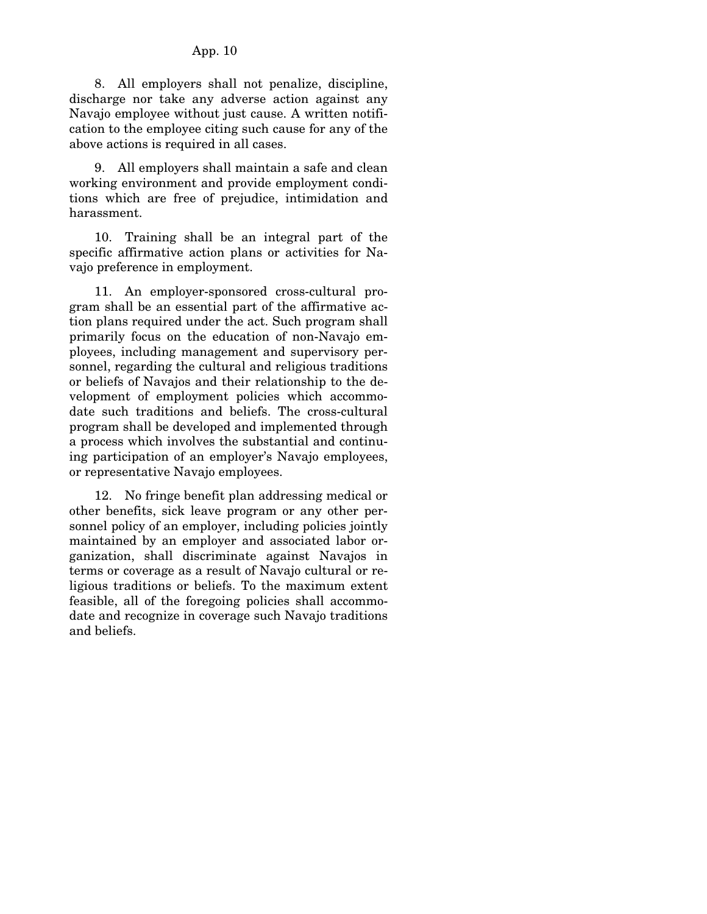8. All employers shall not penalize, discipline, discharge nor take any adverse action against any Navajo employee without just cause. A written notification to the employee citing such cause for any of the above actions is required in all cases.

9. All employers shall maintain a safe and clean working environment and provide employment conditions which are free of prejudice, intimidation and harassment.

10. Training shall be an integral part of the specific affirmative action plans or activities for Navajo preference in employment.

11. An employer-sponsored cross-cultural program shall be an essential part of the affirmative action plans required under the act. Such program shall primarily focus on the education of non-Navajo employees, including management and supervisory personnel, regarding the cultural and religious traditions or beliefs of Navajos and their relationship to the development of employment policies which accommodate such traditions and beliefs. The cross-cultural program shall be developed and implemented through a process which involves the substantial and continuing participation of an employer's Navajo employees, or representative Navajo employees.

12. No fringe benefit plan addressing medical or other benefits, sick leave program or any other personnel policy of an employer, including policies jointly maintained by an employer and associated labor organization, shall discriminate against Navajos in terms or coverage as a result of Navajo cultural or religious traditions or beliefs. To the maximum extent feasible, all of the foregoing policies shall accommodate and recognize in coverage such Navajo traditions and beliefs.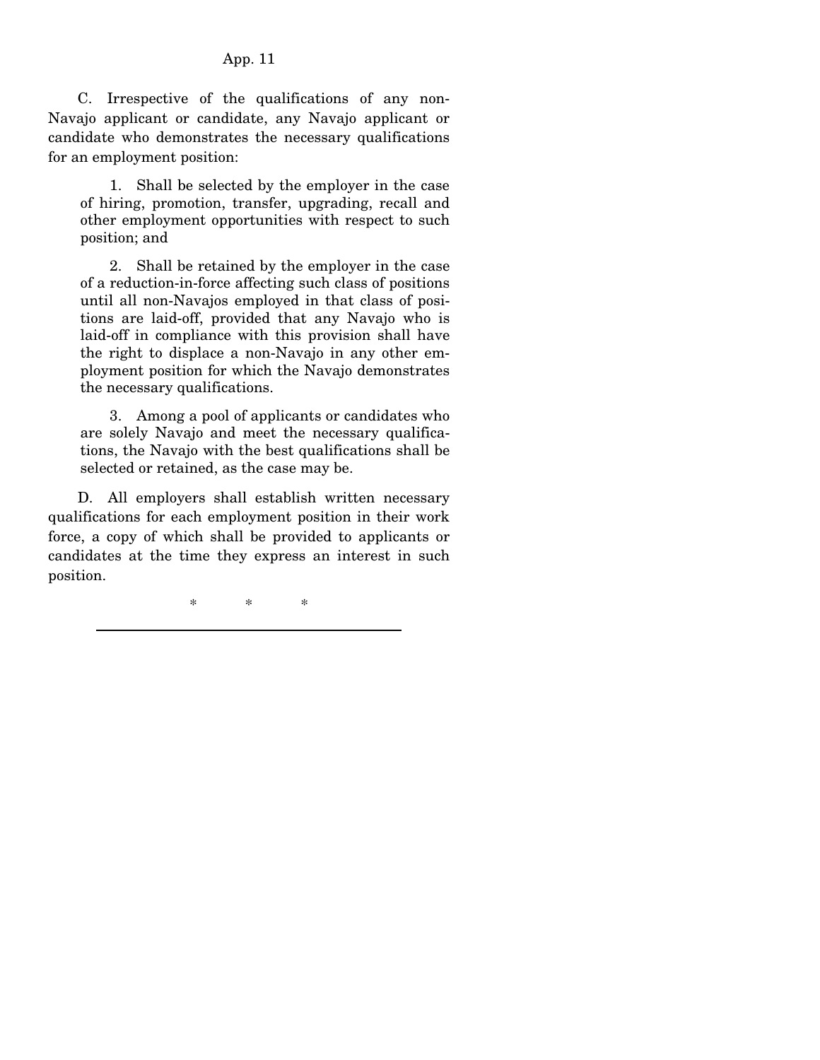C. Irrespective of the qualifications of any non-Navajo applicant or candidate, any Navajo applicant or candidate who demonstrates the necessary qualifications for an employment position:

1. Shall be selected by the employer in the case of hiring, promotion, transfer, upgrading, recall and other employment opportunities with respect to such position; and

2. Shall be retained by the employer in the case of a reduction-in-force affecting such class of positions until all non-Navajos employed in that class of positions are laid-off, provided that any Navajo who is laid-off in compliance with this provision shall have the right to displace a non-Navajo in any other employment position for which the Navajo demonstrates the necessary qualifications.

3. Among a pool of applicants or candidates who are solely Navajo and meet the necessary qualifications, the Navajo with the best qualifications shall be selected or retained, as the case may be.

D. All employers shall establish written necessary qualifications for each employment position in their work force, a copy of which shall be provided to applicants or candidates at the time they express an interest in such position.

\* \* \*